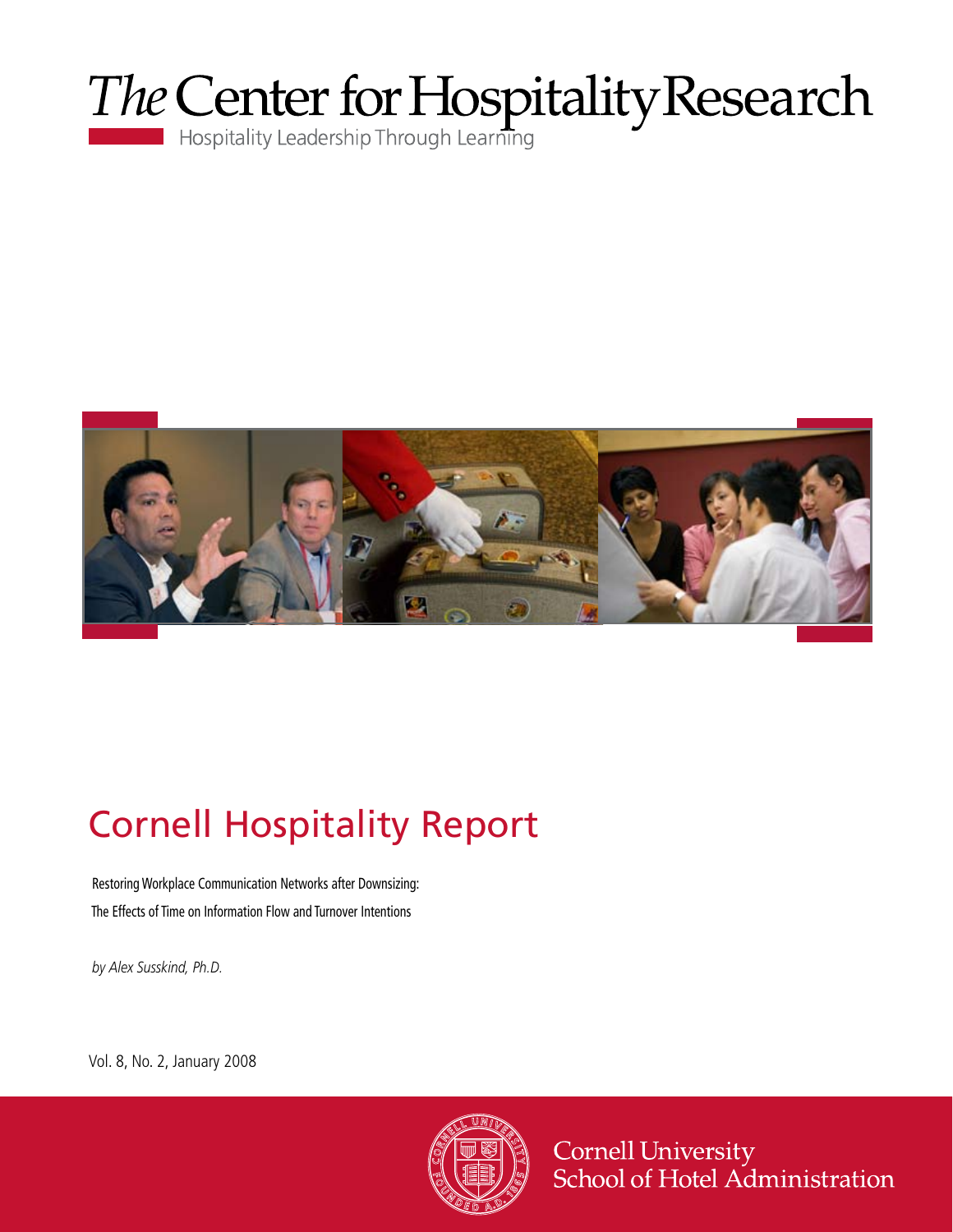# *The* Center for Hospitality Research

Hospitality Leadership Through Learning

## Cornell Hospitality Report

Restoring Workplace Communication Networks after Downsizing:
The Effects of Time on Information Flow and Turnover Intentions

*by Alex Susskind, Ph.D.*

Vol. 8, No. 2, January 2008

Cornell University
School of Hotel Administration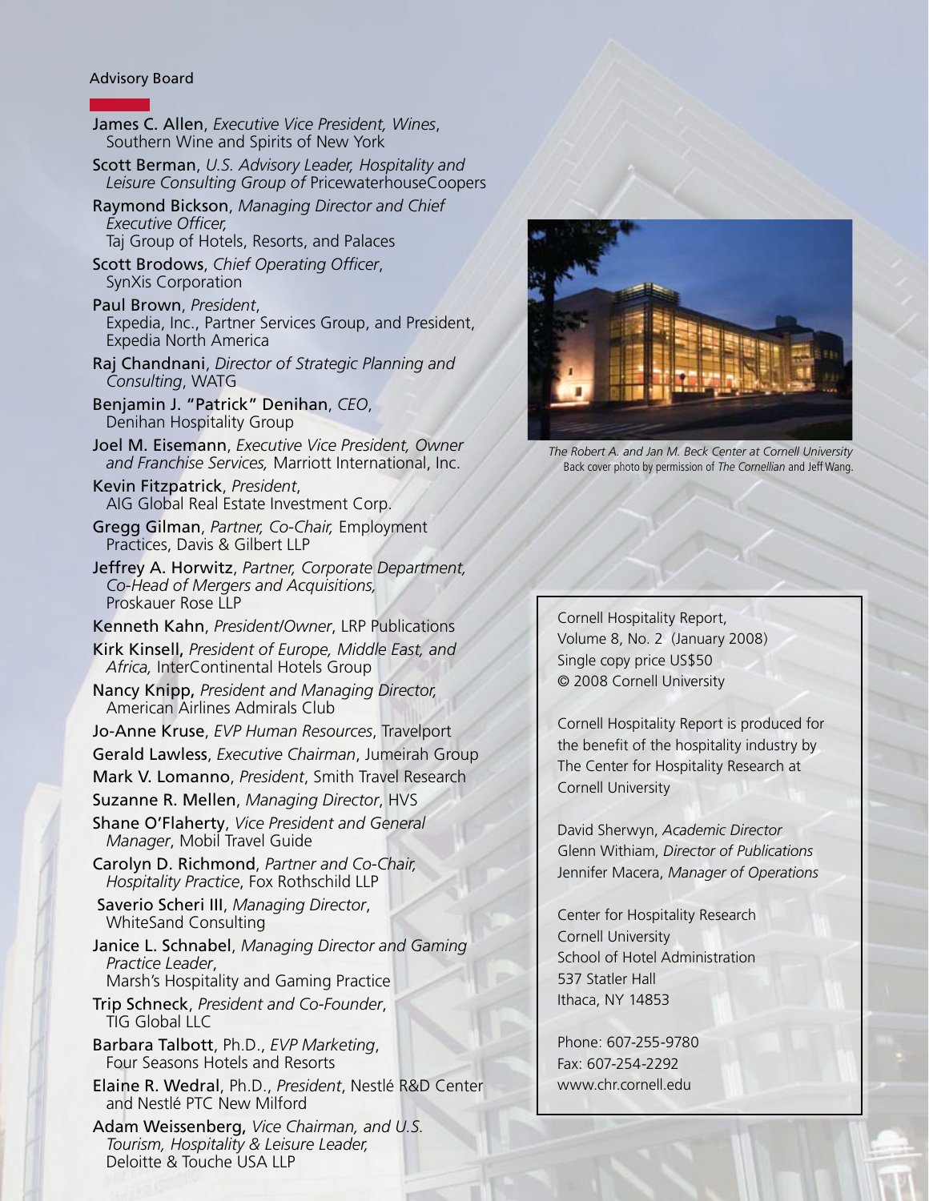## Advisory Board

**James C. Allen**, *Executive Vice President, Wines*, Southern Wine and Spirits of New York

**Scott Berman**, *U.S. Advisory Leader, Hospitality and Leisure Consulting Group of* PricewaterhouseCoopers

**Raymond Bickson**, *Managing Director and Chief Executive Officer,* Taj Group of Hotels, Resorts, and Palaces

**Scott Brodows**, *Chief Operating Officer*, SynXis Corporation

**Paul Brown**, *President*, Expedia, Inc., Partner Services Group, and President, Expedia North America

**Raj Chandnani**, *Director of Strategic Planning and Consulting*, WATG

**Benjamin J. "Patrick" Denihan**, *CEO*, Denihan Hospitality Group

**Joel M. Eisemann**, *Executive Vice President, Owner and Franchise Services,* Marriott International, Inc.

**Kevin Fitzpatrick**, *President*, AIG Global Real Estate Investment Corp.

**Gregg Gilman**, *Partner, Co-Chair,* Employment Practices, Davis & Gilbert LLP

**Jeffrey A. Horwitz**, *Partner, Corporate Department, Co-Head of Mergers and Acquisitions,* Proskauer Rose LLP

**Kenneth Kahn**, *President/Owner*, LRP Publications

**Kirk Kinsell**, *President of Europe, Middle East, and Africa,* InterContinental Hotels Group

**Nancy Knipp**, *President and Managing Director,* American Airlines Admirals Club

**Jo-Anne Kruse**, *EVP Human Resources*, Travelport

**Gerald Lawless**, *Executive Chairman*, Jumeirah Group

**Mark V. Lomanno**, *President*, Smith Travel Research

**Suzanne R. Mellen**, *Managing Director*, HVS

**Shane O'Flaherty**, *Vice President and General Manager*, Mobil Travel Guide

**Carolyn D. Richmond**, *Partner and Co-Chair, Hospitality Practice*, Fox Rothschild LLP

**Saverio Scheri III**, *Managing Director*, WhiteSand Consulting

**Janice L. Schnabel**, *Managing Director and Gaming Practice Leader*, Marsh's Hospitality and Gaming Practice

**Trip Schneck**, *President and Co-Founder*, TIG Global LLC

**Barbara Talbott**, Ph.D., *EVP Marketing*, Four Seasons Hotels and Resorts

**Elaine R. Wedral**, Ph.D., *President*, Nestlé R&D Center and Nestlé PTC New Milford

**Adam Weissenberg**, *Vice Chairman, and U.S. Tourism, Hospitality & Leisure Leader,* Deloitte & Touche USA LLP

*The Robert A. and Jan M. Beck Center at Cornell University*
Back cover photo by permission of *The Cornellian* and Jeff Wang.

Cornell Hospitality Report,
Volume 8, No. 2 (January 2008)
Single copy price US$50
© 2008 Cornell University

Cornell Hospitality Report is produced for the benefit of the hospitality industry by The Center for Hospitality Research at Cornell University

David Sherwyn, *Academic Director*
Glenn Withiam, *Director of Publications*
Jennifer Macera, *Manager of Operations*

Center for Hospitality Research
Cornell University
School of Hotel Administration
537 Statler Hall
Ithaca, NY 14853

Phone: 607-255-9780
Fax: 607-254-2292
www.chr.cornell.edu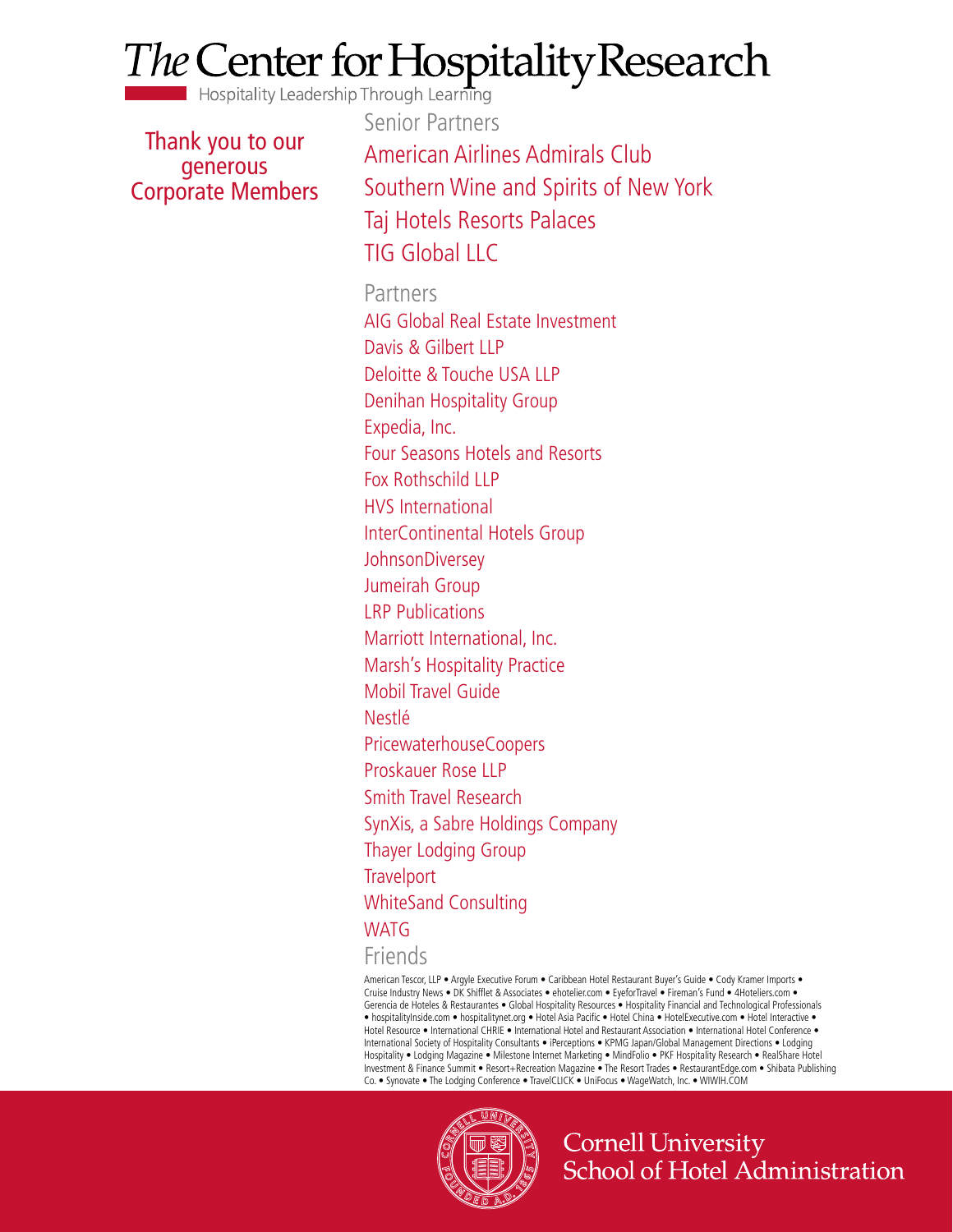# *The* Center for Hospitality Research

Hospitality Leadership Through Learning

Thank you to our generous Corporate Members

## Senior Partners

American Airlines Admirals Club
Southern Wine and Spirits of New York
Taj Hotels Resorts Palaces
TIG Global LLC

## Partners

AIG Global Real Estate Investment
Davis & Gilbert LLP
Deloitte & Touche USA LLP
Denihan Hospitality Group
Expedia, Inc.
Four Seasons Hotels and Resorts
Fox Rothschild LLP
HVS International
InterContinental Hotels Group
JohnsonDiversey
Jumeirah Group
LRP Publications
Marriott International, Inc.
Marsh's Hospitality Practice
Mobil Travel Guide
Nestlé
PricewaterhouseCoopers
Proskauer Rose LLP
Smith Travel Research
SynXis, a Sabre Holdings Company
Thayer Lodging Group
Travelport
WhiteSand Consulting
WATG

## Friends

American Tescor, LLP • Argyle Executive Forum • Caribbean Hotel Restaurant Buyer's Guide • Cody Kramer Imports • Cruise Industry News • DK Shifflet & Associates • ehotelier.com • EyeforTravel • Fireman's Fund • 4Hoteliers.com • Gerencia de Hoteles & Restaurantes • Global Hospitality Resources • Hospitality Financial and Technological Professionals • hospitalityInside.com • hospitalitynet.org • Hotel Asia Pacific • Hotel China • HotelExecutive.com • Hotel Interactive • Hotel Resource • International CHRIE • International Hotel and Restaurant Association • International Hotel Conference • International Society of Hospitality Consultants • iPerceptions • KPMG Japan/Global Management Directions • Lodging Hospitality • Lodging Magazine • Milestone Internet Marketing • MindFolio • PKF Hospitality Research • RealShare Hotel Investment & Finance Summit • Resort+Recreation Magazine • The Resort Trades • RestaurantEdge.com • Shibata Publishing Co. • Synovate • The Lodging Conference • TravelCLICK • UniFocus • WageWatch, Inc. • WIWIH.COM

Cornell University
School of Hotel Administration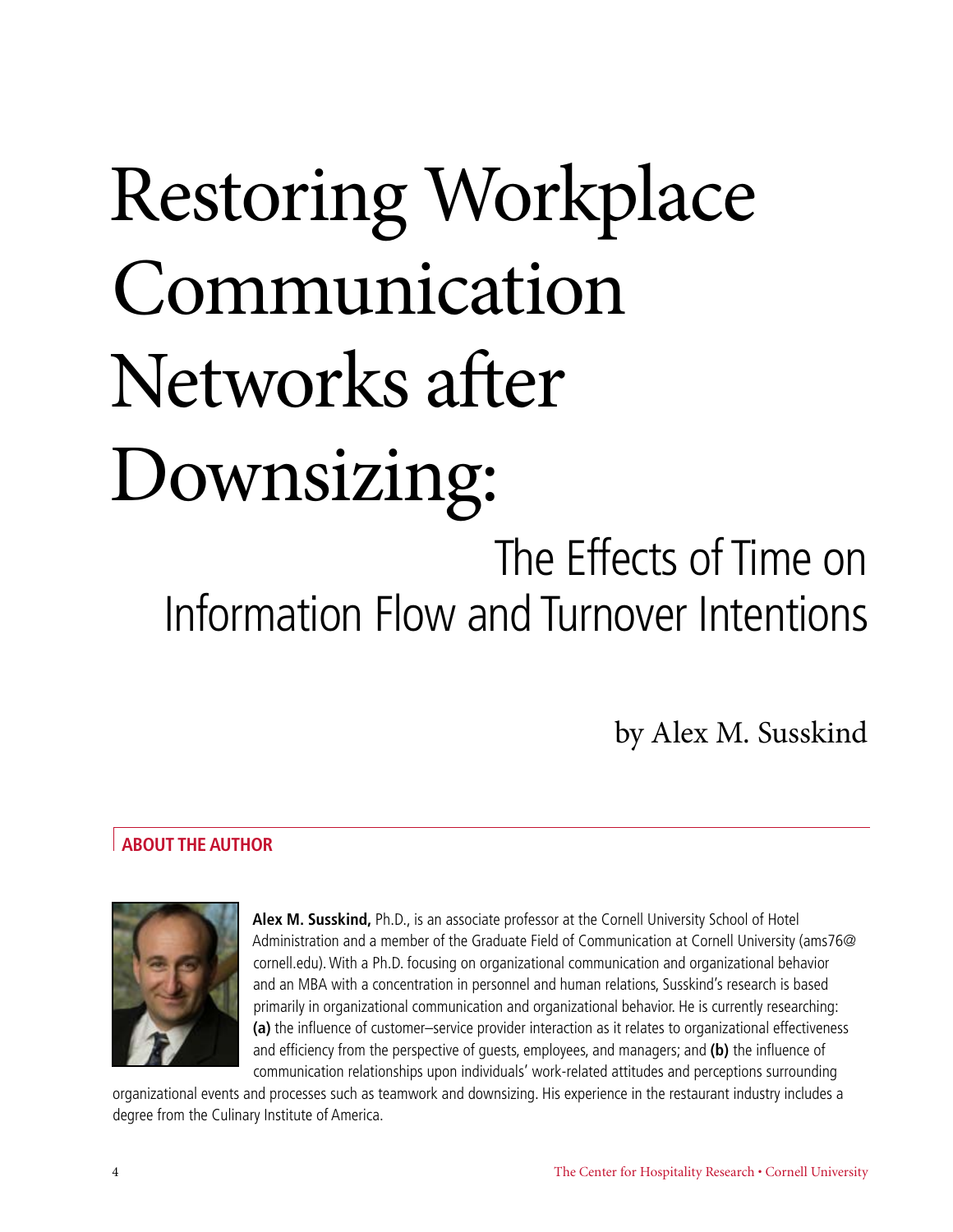# Restoring Workplace Communication Networks after Downsizing:

## The Effects of Time on Information Flow and Turnover Intentions

by Alex M. Susskind

### ABOUT THE AUTHOR

**Alex M. Susskind,** Ph.D., is an associate professor at the Cornell University School of Hotel Administration and a member of the Graduate Field of Communication at Cornell University (ams76@cornell.edu). With a Ph.D. focusing on organizational communication and organizational behavior and an MBA with a concentration in personnel and human relations, Susskind's research is based primarily in organizational communication and organizational behavior. He is currently researching: **(a)** the influence of customer–service provider interaction as it relates to organizational effectiveness and efficiency from the perspective of guests, employees, and managers; and **(b)** the influence of communication relationships upon individuals' work-related attitudes and perceptions surrounding organizational events and processes such as teamwork and downsizing. His experience in the restaurant industry includes a degree from the Culinary Institute of America.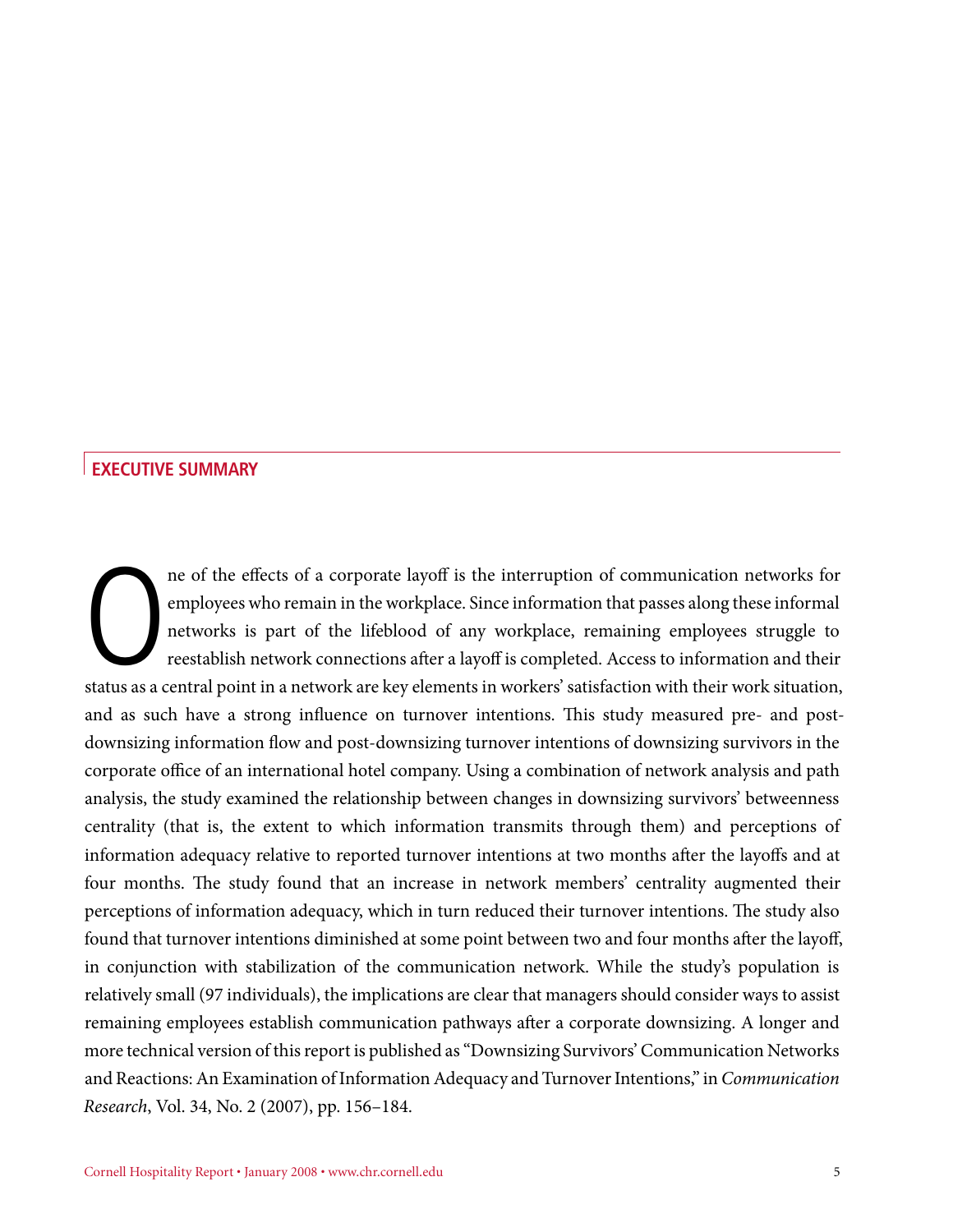## EXECUTIVE SUMMARY

One of the effects of a corporate layoff is the interruption of communication networks for employees who remain in the workplace. Since information that passes along these informal networks is part of the lifeblood of any workplace, remaining employees struggle to reestablish network connections after a layoff is completed. Access to information and their status as a central point in a network are key elements in workers' satisfaction with their work situation, and as such have a strong influence on turnover intentions. This study measured pre- and post-downsizing information flow and post-downsizing turnover intentions of downsizing survivors in the corporate office of an international hotel company. Using a combination of network analysis and path analysis, the study examined the relationship between changes in downsizing survivors' betweenness centrality (that is, the extent to which information transmits through them) and perceptions of information adequacy relative to reported turnover intentions at two months after the layoffs and at four months. The study found that an increase in network members' centrality augmented their perceptions of information adequacy, which in turn reduced their turnover intentions. The study also found that turnover intentions diminished at some point between two and four months after the layoff, in conjunction with stabilization of the communication network. While the study's population is relatively small (97 individuals), the implications are clear that managers should consider ways to assist remaining employees establish communication pathways after a corporate downsizing. A longer and more technical version of this report is published as "Downsizing Survivors' Communication Networks and Reactions: An Examination of Information Adequacy and Turnover Intentions," in *Communication Research*, Vol. 34, No. 2 (2007), pp. 156–184.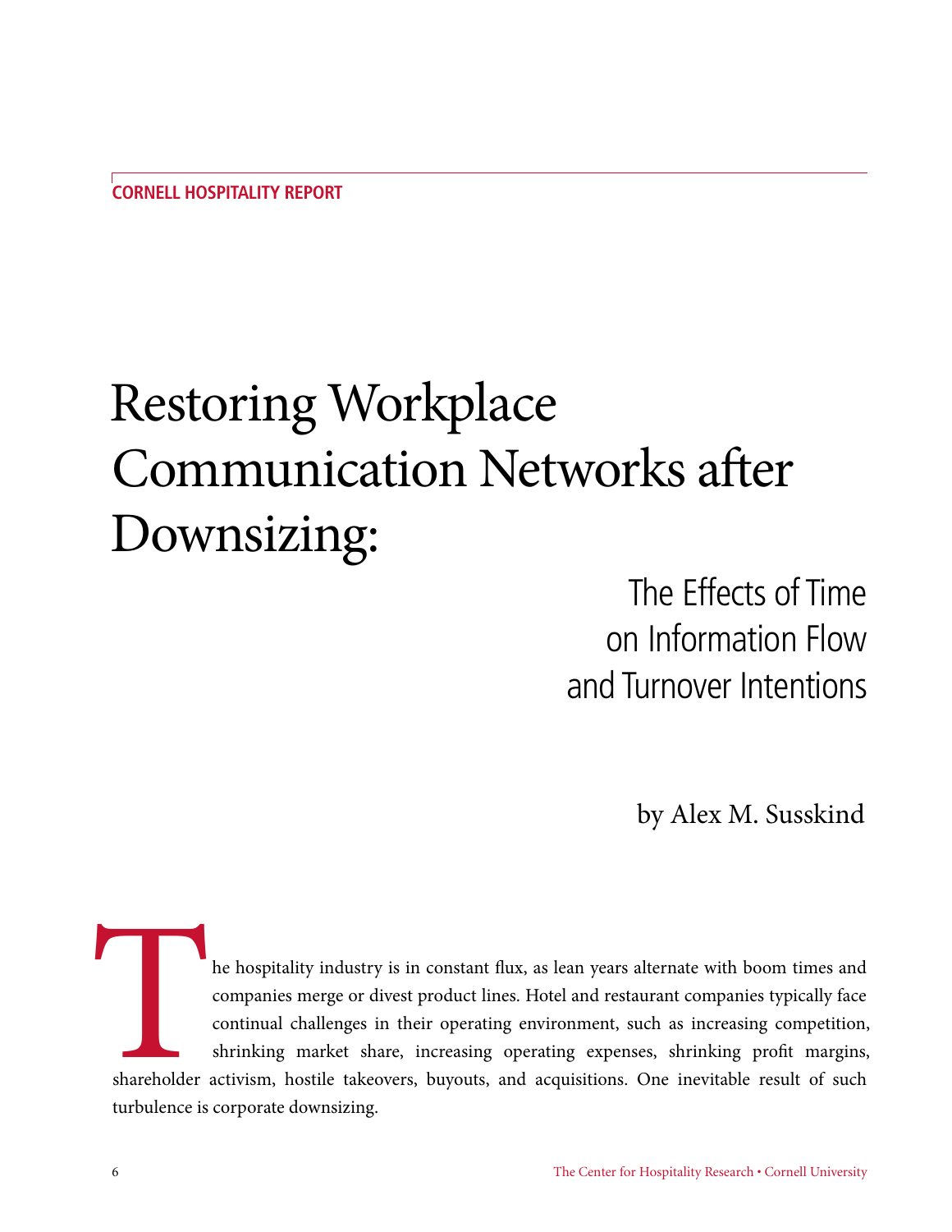CORNELL HOSPITALITY REPORT

# Restoring Workplace Communication Networks after Downsizing:

## The Effects of Time on Information Flow and Turnover Intentions

by Alex M. Susskind

The hospitality industry is in constant flux, as lean years alternate with boom times and companies merge or divest product lines. Hotel and restaurant companies typically face continual challenges in their operating environment, such as increasing competition, shrinking market share, increasing operating expenses, shrinking profit margins, shareholder activism, hostile takeovers, buyouts, and acquisitions. One inevitable result of such turbulence is corporate downsizing.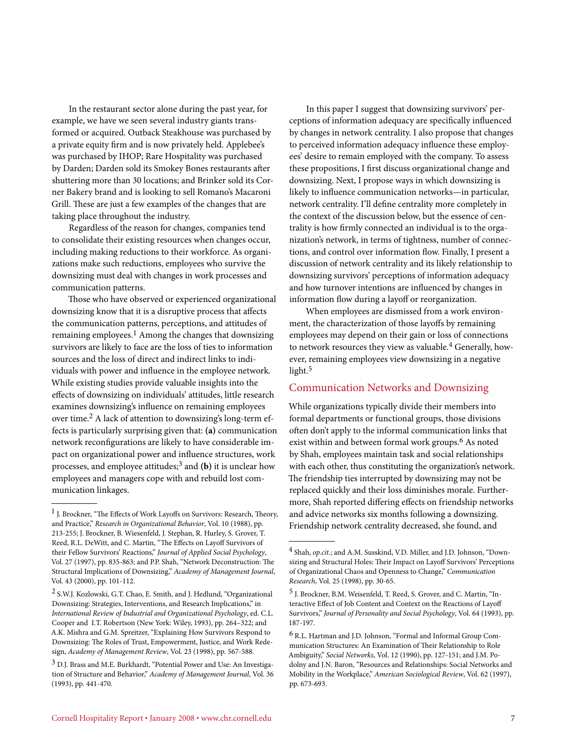In the restaurant sector alone during the past year, for example, we have we seen several industry giants transformed or acquired. Outback Steakhouse was purchased by a private equity firm and is now privately held. Applebee's was purchased by IHOP; Rare Hospitality was purchased by Darden; Darden sold its Smokey Bones restaurants after shuttering more than 30 locations; and Brinker sold its Corner Bakery brand and is looking to sell Romano's Macaroni Grill. These are just a few examples of the changes that are taking place throughout the industry.

Regardless of the reason for changes, companies tend to consolidate their existing resources when changes occur, including making reductions to their workforce. As organizations make such reductions, employees who survive the downsizing must deal with changes in work processes and communication patterns.

Those who have observed or experienced organizational downsizing know that it is a disruptive process that affects the communication patterns, perceptions, and attitudes of remaining employees.[1] Among the changes that downsizing survivors are likely to face are the loss of ties to information sources and the loss of direct and indirect links to individuals with power and influence in the employee network. While existing studies provide valuable insights into the effects of downsizing on individuals' attitudes, little research examines downsizing's influence on remaining employees over time.[2] A lack of attention to downsizing's long-term effects is particularly surprising given that: **(a)** communication network reconfigurations are likely to have considerable impact on organizational power and influence structures, work processes, and employee attitudes;[3] and **(b)** it is unclear how employees and managers cope with and rebuild lost communication linkages.

In this paper I suggest that downsizing survivors' perceptions of information adequacy are specifically influenced by changes in network centrality. I also propose that changes to perceived information adequacy influence these employees' desire to remain employed with the company. To assess these propositions, I first discuss organizational change and downsizing. Next, I propose ways in which downsizing is likely to influence communication networks—in particular, network centrality. I'll define centrality more completely in the context of the discussion below, but the essence of centrality is how firmly connected an individual is to the organization's network, in terms of tightness, number of connections, and control over information flow. Finally, I present a discussion of network centrality and its likely relationship to downsizing survivors' perceptions of information adequacy and how turnover intentions are influenced by changes in information flow during a layoff or reorganization.

When employees are dismissed from a work environment, the characterization of those layoffs by remaining employees may depend on their gain or loss of connections to network resources they view as valuable.[4] Generally, however, remaining employees view downsizing in a negative light.[5]

## Communication Networks and Downsizing

While organizations typically divide their members into formal departments or functional groups, those divisions often don't apply to the informal communication links that exist within and between formal work groups.[6] As noted by Shah, employees maintain task and social relationships with each other, thus constituting the organization's network. The friendship ties interrupted by downsizing may not be replaced quickly and their loss diminishes morale. Furthermore, Shah reported differing effects on friendship networks and advice networks six months following a downsizing. Friendship network centrality decreased, she found, and

---

[1] J. Brockner, "The Effects of Work Layoffs on Survivors: Research, Theory, and Practice," *Research in Organizational Behavior*, Vol. 10 (1988), pp. 213-255; J. Brockner, B. Wiesenfeld, J. Stephan, R. Hurley, S. Grover, T. Reed, R.L. DeWitt, and C. Martin, "The Effects on Layoff Survivors of their Fellow Survivors' Reactions," *Journal of Applied Social Psychology*, Vol. 27 (1997), pp. 835-863; and P.P. Shah, "Network Deconstruction: The Structural Implications of Downsizing," *Academy of Management Journal*, Vol. 43 (2000), pp. 101-112.

[2] S.W.J. Kozlowski, G.T. Chao, E. Smith, and J. Hedlund, "Organizational Downsizing: Strategies, Interventions, and Research Implications," in *International Review of Industrial and Organizational Psychology*, ed. C.L. Cooper and I.T. Robertson (New York: Wiley, 1993), pp. 264–322; and A.K. Mishra and G.M. Spreitzer, "Explaining How Survivors Respond to Downsizing: The Roles of Trust, Empowerment, Justice, and Work Redesign, *Academy of Management Review*, Vol. 23 (1998), pp. 567-588.

[3] D.J. Brass and M.E. Burkhardt, "Potential Power and Use: An Investigation of Structure and Behavior," *Academy of Management Journal*, Vol. 36 (1993), pp. 441-470.

[4] Shah, *op.cit.*; and A.M. Susskind, V.D. Miller, and J.D. Johnson, "Downsizing and Structural Holes: Their Impact on Layoff Survivors' Perceptions of Organizational Chaos and Openness to Change," *Communication Research*, Vol. 25 (1998), pp. 30-65.

[5] J. Brockner, B.M. Weisenfeld, T. Reed, S. Grover, and C. Martin, "Interactive Effect of Job Content and Context on the Reactions of Layoff Survivors," *Journal of Personality and Social Psychology*, Vol. 64 (1993), pp. 187-197.

[6] R.L. Hartman and J.D. Johnson, "Formal and Informal Group Communication Structures: An Examination of Their Relationship to Role Ambiguity," *Social Networks*, Vol. 12 (1990), pp. 127-151; and J.M. Podolny and J.N. Baron, "Resources and Relationships: Social Networks and Mobility in the Workplace," *American Sociological Review*, Vol. 62 (1997), pp. 673-693.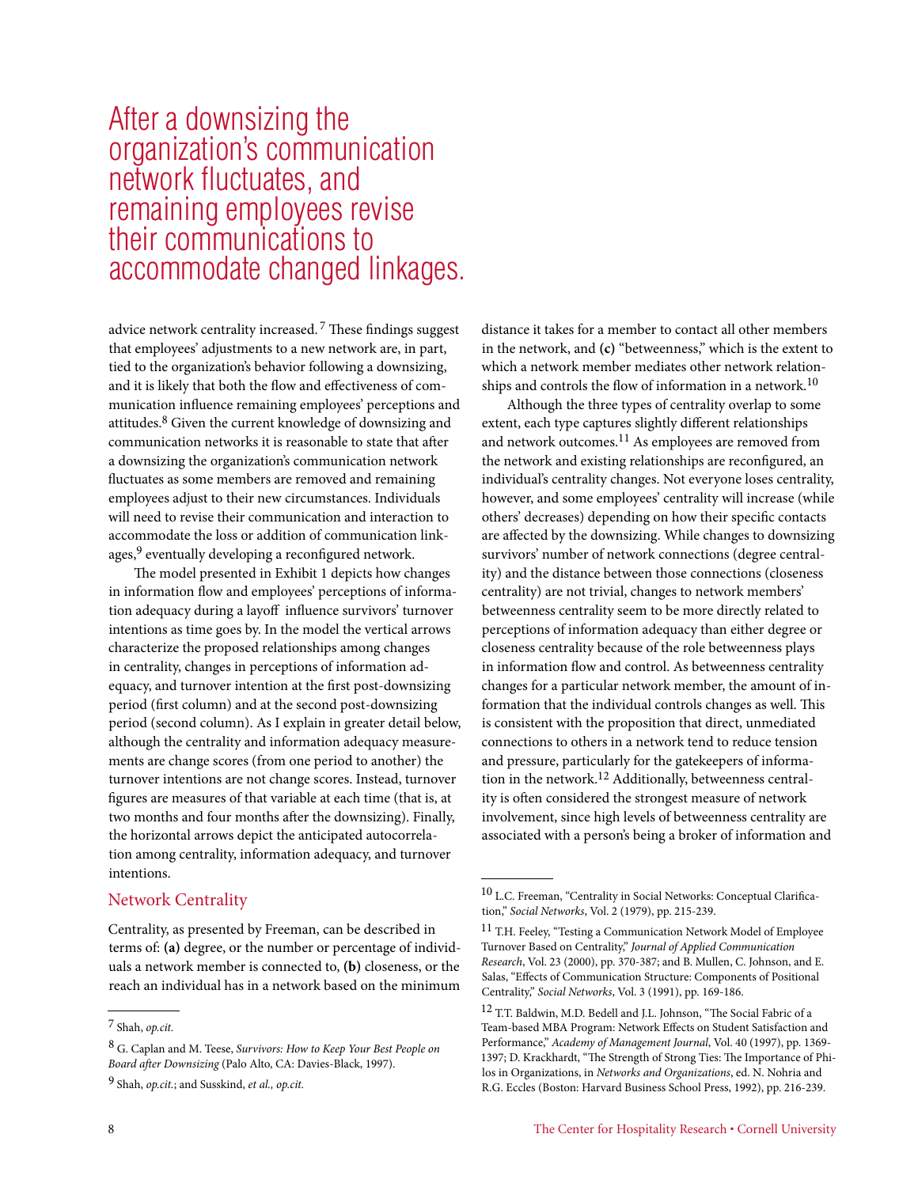> After a downsizing the organization's communication network fluctuates, and remaining employees revise their communications to accommodate changed linkages.

advice network centrality increased.[7] These findings suggest that employees' adjustments to a new network are, in part, tied to the organization's behavior following a downsizing, and it is likely that both the flow and effectiveness of communication influence remaining employees' perceptions and attitudes.[8] Given the current knowledge of downsizing and communication networks it is reasonable to state that after a downsizing the organization's communication network fluctuates as some members are removed and remaining employees adjust to their new circumstances. Individuals will need to revise their communication and interaction to accommodate the loss or addition of communication linkages,[9] eventually developing a reconfigured network.

The model presented in Exhibit 1 depicts how changes in information flow and employees' perceptions of information adequacy during a layoff influence survivors' turnover intentions as time goes by. In the model the vertical arrows characterize the proposed relationships among changes in centrality, changes in perceptions of information adequacy, and turnover intention at the first post-downsizing period (first column) and at the second post-downsizing period (second column). As I explain in greater detail below, although the centrality and information adequacy measurements are change scores (from one period to another) the turnover intentions are not change scores. Instead, turnover figures are measures of that variable at each time (that is, at two months and four months after the downsizing). Finally, the horizontal arrows depict the anticipated autocorrelation among centrality, information adequacy, and turnover intentions.

## Network Centrality

Centrality, as presented by Freeman, can be described in terms of: **(a)** degree, or the number or percentage of individuals a network member is connected to, **(b)** closeness, or the reach an individual has in a network based on the minimum distance it takes for a member to contact all other members in the network, and **(c)** "betweenness," which is the extent to which a network member mediates other network relationships and controls the flow of information in a network.[10]

Although the three types of centrality overlap to some extent, each type captures slightly different relationships and network outcomes.[11] As employees are removed from the network and existing relationships are reconfigured, an individual's centrality changes. Not everyone loses centrality, however, and some employees' centrality will increase (while others' decreases) depending on how their specific contacts are affected by the downsizing. While changes to downsizing survivors' number of network connections (degree centrality) and the distance between those connections (closeness centrality) are not trivial, changes to network members' betweenness centrality seem to be more directly related to perceptions of information adequacy than either degree or closeness centrality because of the role betweenness plays in information flow and control. As betweenness centrality changes for a particular network member, the amount of information that the individual controls changes as well. This is consistent with the proposition that direct, unmediated connections to others in a network tend to reduce tension and pressure, particularly for the gatekeepers of information in the network.[12] Additionally, betweenness centrality is often considered the strongest measure of network involvement, since high levels of betweenness centrality are associated with a person's being a broker of information and

---

[7] Shah, *op.cit.*

[8] G. Caplan and M. Teese, *Survivors: How to Keep Your Best People on Board after Downsizing* (Palo Alto, CA: Davies-Black, 1997).

[9] Shah, *op.cit.*; and Susskind, *et al., op.cit.*

[10] L.C. Freeman, "Centrality in Social Networks: Conceptual Clarification," *Social Networks*, Vol. 2 (1979), pp. 215-239.

[11] T.H. Feeley, "Testing a Communication Network Model of Employee Turnover Based on Centrality," *Journal of Applied Communication Research*, Vol. 23 (2000), pp. 370-387; and B. Mullen, C. Johnson, and E. Salas, "Effects of Communication Structure: Components of Positional Centrality," *Social Networks*, Vol. 3 (1991), pp. 169-186.

[12] T.T. Baldwin, M.D. Bedell and J.L. Johnson, "The Social Fabric of a Team-based MBA Program: Network Effects on Student Satisfaction and Performance," *Academy of Management Journal*, Vol. 40 (1997), pp. 1369-1397; D. Krackhardt, "The Strength of Strong Ties: The Importance of Philos in Organizations, in *Networks and Organizations*, ed. N. Nohria and R.G. Eccles (Boston: Harvard Business School Press, 1992), pp. 216-239.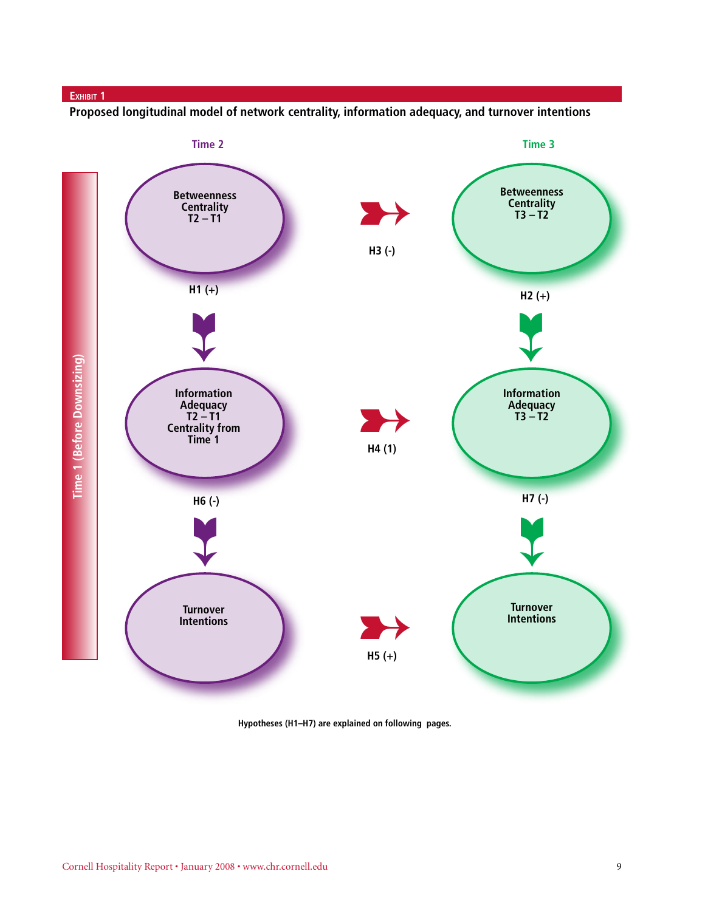**Exhibit 1**

**Proposed longitudinal model of network centrality, information adequacy, and turnover intentions**

Time 1 (Before Downsizing)

**Time 2**

- Betweenness Centrality T2 – T1
- H1 (+)
- Information Adequacy T2 – T1 Centrality from Time 1
- H6 (-)
- Turnover Intentions

**Time 3**

- Betweenness Centrality T3 – T2
- H2 (+)
- Information Adequacy T3 – T2
- H7 (-)
- Turnover Intentions

**Time 2 → Time 3**

- H3 (-)
- H4 (1)
- H5 (+)

Hypotheses (H1–H7) are explained on following pages.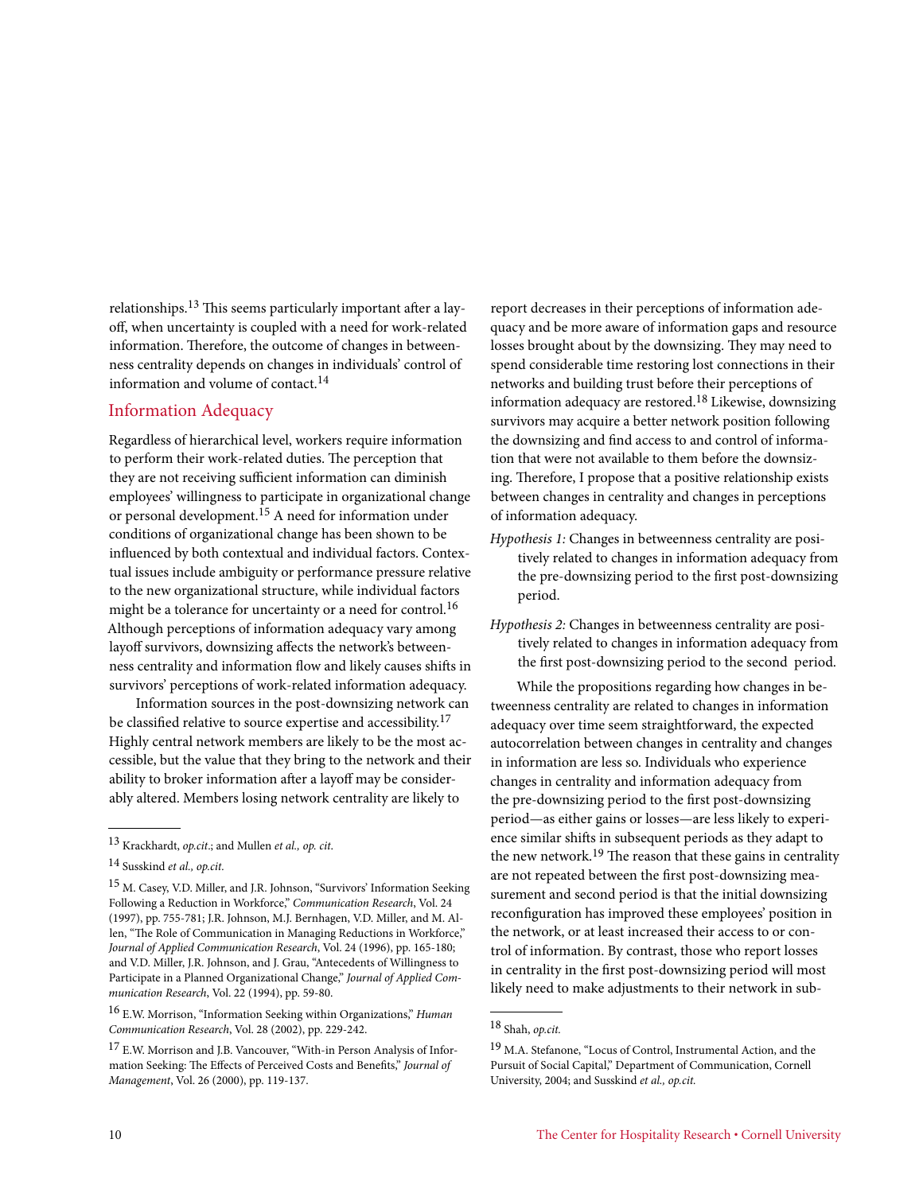relationships.[13] This seems particularly important after a layoff, when uncertainty is coupled with a need for work-related information. Therefore, the outcome of changes in betweenness centrality depends on changes in individuals' control of information and volume of contact.[14]

## Information Adequacy

Regardless of hierarchical level, workers require information to perform their work-related duties. The perception that they are not receiving sufficient information can diminish employees' willingness to participate in organizational change or personal development.[15] A need for information under conditions of organizational change has been shown to be influenced by both contextual and individual factors. Contextual issues include ambiguity or performance pressure relative to the new organizational structure, while individual factors might be a tolerance for uncertainty or a need for control.[16] Although perceptions of information adequacy vary among layoff survivors, downsizing affects the network's betweenness centrality and information flow and likely causes shifts in survivors' perceptions of work-related information adequacy.

Information sources in the post-downsizing network can be classified relative to source expertise and accessibility.[17] Highly central network members are likely to be the most accessible, but the value that they bring to the network and their ability to broker information after a layoff may be considerably altered. Members losing network centrality are likely to report decreases in their perceptions of information adequacy and be more aware of information gaps and resource losses brought about by the downsizing. They may need to spend considerable time restoring lost connections in their networks and building trust before their perceptions of information adequacy are restored.[18] Likewise, downsizing survivors may acquire a better network position following the downsizing and find access to and control of information that were not available to them before the downsizing. Therefore, I propose that a positive relationship exists between changes in centrality and changes in perceptions of information adequacy.

*Hypothesis 1:* Changes in betweenness centrality are positively related to changes in information adequacy from the pre-downsizing period to the first post-downsizing period.

*Hypothesis 2:* Changes in betweenness centrality are positively related to changes in information adequacy from the first post-downsizing period to the second period.

While the propositions regarding how changes in betweenness centrality are related to changes in information adequacy over time seem straightforward, the expected autocorrelation between changes in centrality and changes in information are less so. Individuals who experience changes in centrality and information adequacy from the pre-downsizing period to the first post-downsizing period—as either gains or losses—are less likely to experience similar shifts in subsequent periods as they adapt to the new network.[19] The reason that these gains in centrality are not repeated between the first post-downsizing measurement and second period is that the initial downsizing reconfiguration has improved these employees' position in the network, or at least increased their access to or control of information. By contrast, those who report losses in centrality in the first post-downsizing period will most likely need to make adjustments to their network in sub-

---

[13] Krackhardt, *op.cit.*; and Mullen *et al., op. cit.*

[14] Susskind *et al., op.cit.*

[15] M. Casey, V.D. Miller, and J.R. Johnson, "Survivors' Information Seeking Following a Reduction in Workforce," *Communication Research*, Vol. 24 (1997), pp. 755-781; J.R. Johnson, M.J. Bernhagen, V.D. Miller, and M. Allen, "The Role of Communication in Managing Reductions in Workforce," *Journal of Applied Communication Research*, Vol. 24 (1996), pp. 165-180; and V.D. Miller, J.R. Johnson, and J. Grau, "Antecedents of Willingness to Participate in a Planned Organizational Change," *Journal of Applied Communication Research*, Vol. 22 (1994), pp. 59-80.

[16] E.W. Morrison, "Information Seeking within Organizations," *Human Communication Research*, Vol. 28 (2002), pp. 229-242.

[17] E.W. Morrison and J.B. Vancouver, "With-in Person Analysis of Information Seeking: The Effects of Perceived Costs and Benefits," *Journal of Management*, Vol. 26 (2000), pp. 119-137.

[18] Shah, *op.cit.*

[19] M.A. Stefanone, "Locus of Control, Instrumental Action, and the Pursuit of Social Capital," Department of Communication, Cornell University, 2004; and Susskind *et al., op.cit.*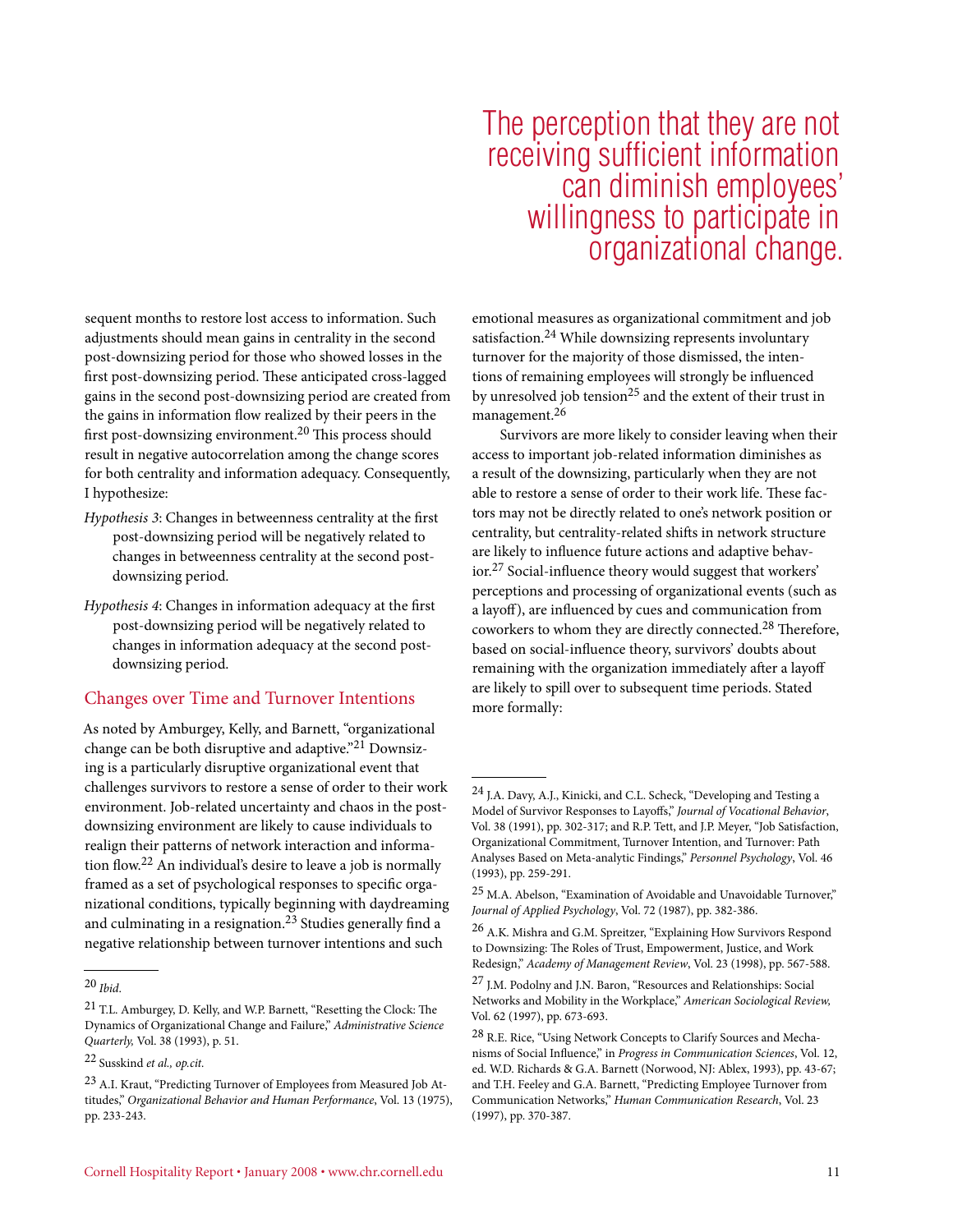> The perception that they are not receiving sufficient information can diminish employees' willingness to participate in organizational change.

sequent months to restore lost access to information. Such adjustments should mean gains in centrality in the second post-downsizing period for those who showed losses in the first post-downsizing period. These anticipated cross-lagged gains in the second post-downsizing period are created from the gains in information flow realized by their peers in the first post-downsizing environment.[20] This process should result in negative autocorrelation among the change scores for both centrality and information adequacy. Consequently, I hypothesize:

*Hypothesis 3*: Changes in betweenness centrality at the first post-downsizing period will be negatively related to changes in betweenness centrality at the second post-downsizing period.

*Hypothesis 4*: Changes in information adequacy at the first post-downsizing period will be negatively related to changes in information adequacy at the second post-downsizing period.

## Changes over Time and Turnover Intentions

As noted by Amburgey, Kelly, and Barnett, "organizational change can be both disruptive and adaptive."[21] Downsizing is a particularly disruptive organizational event that challenges survivors to restore a sense of order to their work environment. Job-related uncertainty and chaos in the post-downsizing environment are likely to cause individuals to realign their patterns of network interaction and information flow.[22] An individual's desire to leave a job is normally framed as a set of psychological responses to specific organizational conditions, typically beginning with daydreaming and culminating in a resignation.[23] Studies generally find a negative relationship between turnover intentions and such emotional measures as organizational commitment and job satisfaction.[24] While downsizing represents involuntary turnover for the majority of those dismissed, the intentions of remaining employees will strongly be influenced by unresolved job tension[25] and the extent of their trust in management.[26]

Survivors are more likely to consider leaving when their access to important job-related information diminishes as a result of the downsizing, particularly when they are not able to restore a sense of order to their work life. These factors may not be directly related to one's network position or centrality, but centrality-related shifts in network structure are likely to influence future actions and adaptive behavior.[27] Social-influence theory would suggest that workers' perceptions and processing of organizational events (such as a layoff), are influenced by cues and communication from coworkers to whom they are directly connected.[28] Therefore, based on social-influence theory, survivors' doubts about remaining with the organization immediately after a layoff are likely to spill over to subsequent time periods. Stated more formally:

---

[20] *Ibid.*

[21] T.L. Amburgey, D. Kelly, and W.P. Barnett, "Resetting the Clock: The Dynamics of Organizational Change and Failure," *Administrative Science Quarterly,* Vol. 38 (1993), p. 51.

[22] Susskind *et al., op.cit.*

[23] A.I. Kraut, "Predicting Turnover of Employees from Measured Job Attitudes," *Organizational Behavior and Human Performance*, Vol. 13 (1975), pp. 233-243.

[24] J.A. Davy, A.J., Kinicki, and C.L. Scheck, "Developing and Testing a Model of Survivor Responses to Layoffs," *Journal of Vocational Behavior*, Vol. 38 (1991), pp. 302-317; and R.P. Tett, and J.P. Meyer, "Job Satisfaction, Organizational Commitment, Turnover Intention, and Turnover: Path Analyses Based on Meta-analytic Findings," *Personnel Psychology*, Vol. 46 (1993), pp. 259-291.

[25] M.A. Abelson, "Examination of Avoidable and Unavoidable Turnover," *Journal of Applied Psychology*, Vol. 72 (1987), pp. 382-386.

[26] A.K. Mishra and G.M. Spreitzer, "Explaining How Survivors Respond to Downsizing: The Roles of Trust, Empowerment, Justice, and Work Redesign," *Academy of Management Review*, Vol. 23 (1998), pp. 567-588.

[27] J.M. Podolny and J.N. Baron, "Resources and Relationships: Social Networks and Mobility in the Workplace," *American Sociological Review,* Vol. 62 (1997), pp. 673-693.

[28] R.E. Rice, "Using Network Concepts to Clarify Sources and Mechanisms of Social Influence," in *Progress in Communication Sciences*, Vol. 12, ed. W.D. Richards & G.A. Barnett (Norwood, NJ: Ablex, 1993), pp. 43-67; and T.H. Feeley and G.A. Barnett, "Predicting Employee Turnover from Communication Networks," *Human Communication Research*, Vol. 23 (1997), pp. 370-387.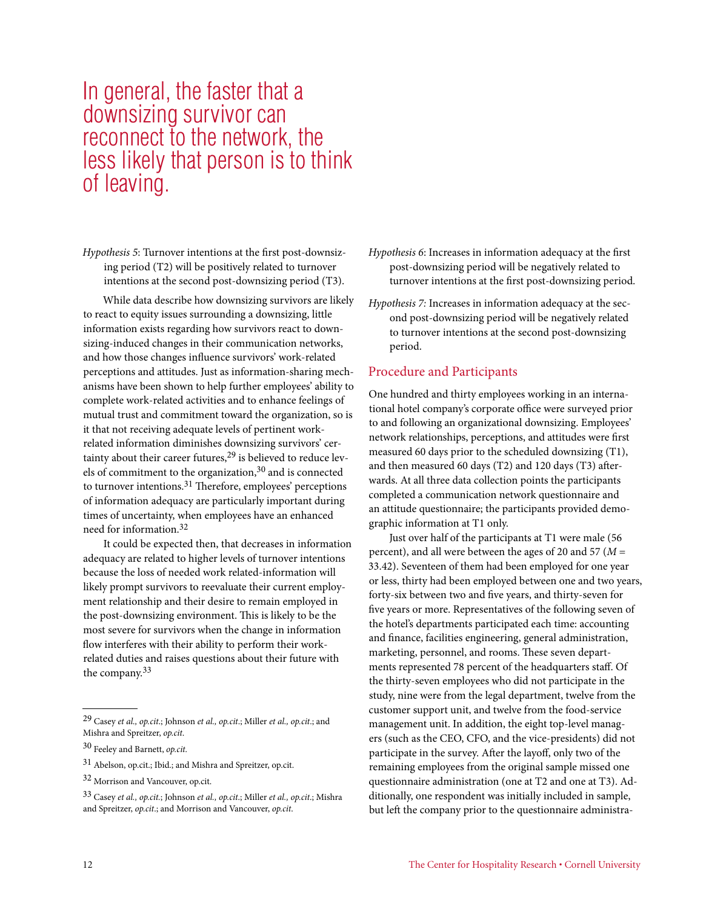> In general, the faster that a downsizing survivor can reconnect to the network, the less likely that person is to think of leaving.

*Hypothesis 5*: Turnover intentions at the first post-downsizing period (T2) will be positively related to turnover intentions at the second post-downsizing period (T3).

While data describe how downsizing survivors are likely to react to equity issues surrounding a downsizing, little information exists regarding how survivors react to downsizing-induced changes in their communication networks, and how those changes influence survivors' work-related perceptions and attitudes. Just as information-sharing mechanisms have been shown to help further employees' ability to complete work-related activities and to enhance feelings of mutual trust and commitment toward the organization, so is it that not receiving adequate levels of pertinent work-related information diminishes downsizing survivors' certainty about their career futures,[29] is believed to reduce levels of commitment to the organization,[30] and is connected to turnover intentions.[31] Therefore, employees' perceptions of information adequacy are particularly important during times of uncertainty, when employees have an enhanced need for information.[32]

It could be expected then, that decreases in information adequacy are related to higher levels of turnover intentions because the loss of needed work related-information will likely prompt survivors to reevaluate their current employment relationship and their desire to remain employed in the post-downsizing environment. This is likely to be the most severe for survivors when the change in information flow interferes with their ability to perform their work-related duties and raises questions about their future with the company.[33]

*Hypothesis 6*: Increases in information adequacy at the first post-downsizing period will be negatively related to turnover intentions at the first post-downsizing period.

*Hypothesis 7:* Increases in information adequacy at the second post-downsizing period will be negatively related to turnover intentions at the second post-downsizing period.

## Procedure and Participants

One hundred and thirty employees working in an international hotel company's corporate office were surveyed prior to and following an organizational downsizing. Employees' network relationships, perceptions, and attitudes were first measured 60 days prior to the scheduled downsizing (T1), and then measured 60 days (T2) and 120 days (T3) afterwards. At all three data collection points the participants completed a communication network questionnaire and an attitude questionnaire; the participants provided demographic information at T1 only.

Just over half of the participants at T1 were male (56 percent), and all were between the ages of 20 and 57 (*M* = 33.42). Seventeen of them had been employed for one year or less, thirty had been employed between one and two years, forty-six between two and five years, and thirty-seven for five years or more. Representatives of the following seven of the hotel's departments participated each time: accounting and finance, facilities engineering, general administration, marketing, personnel, and rooms. These seven departments represented 78 percent of the headquarters staff. Of the thirty-seven employees who did not participate in the study, nine were from the legal department, twelve from the customer support unit, and twelve from the food-service management unit. In addition, the eight top-level managers (such as the CEO, CFO, and the vice-presidents) did not participate in the survey. After the layoff, only two of the remaining employees from the original sample missed one questionnaire administration (one at T2 and one at T3). Additionally, one respondent was initially included in sample, but left the company prior to the questionnaire administra-

---

[29] Casey *et al., op.cit.*; Johnson *et al., op.cit.*; Miller *et al., op.cit.*; and Mishra and Spreitzer, *op.cit.*

[30] Feeley and Barnett, *op.cit.*

[31] Abelson, op.cit.; Ibid.; and Mishra and Spreitzer, op.cit.

[32] Morrison and Vancouver, op.cit.

[33] Casey *et al., op.cit.*; Johnson *et al., op.cit.*; Miller *et al., op.cit.*; Mishra and Spreitzer, *op.cit.*; and Morrison and Vancouver, *op.cit.*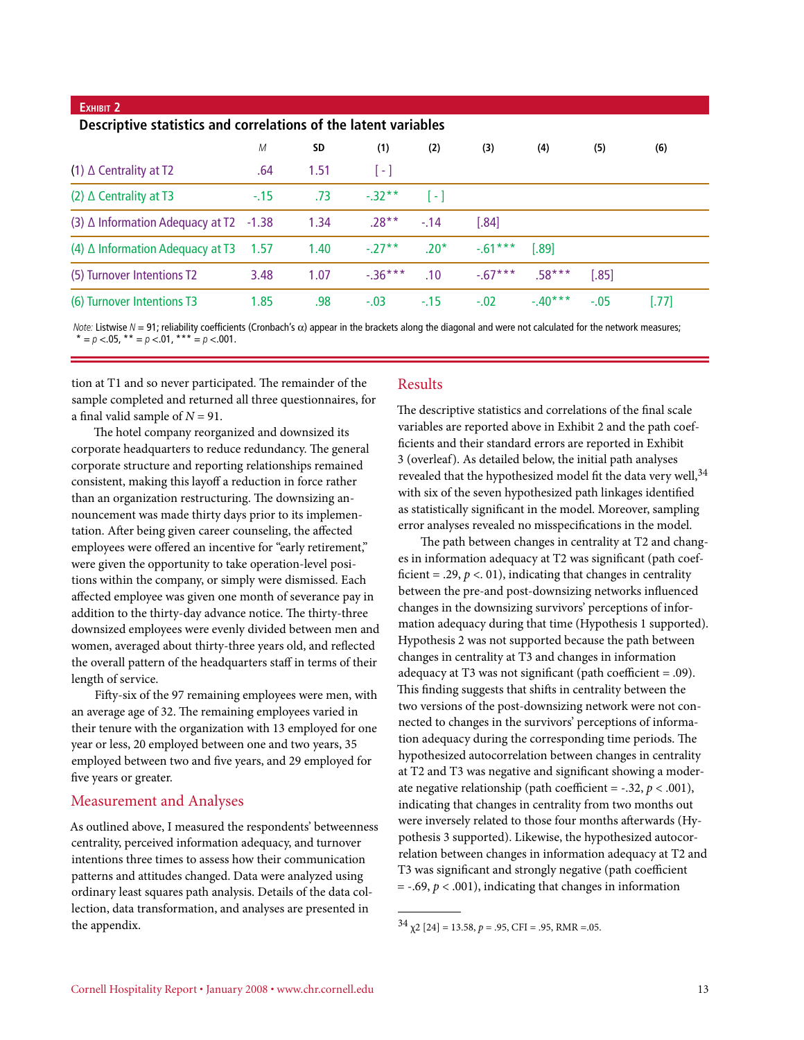**Exhibit 2**

**Descriptive statistics and correlations of the latent variables**

| | *M* | SD | (1) | (2) | (3) | (4) | (5) | (6) |
|---|---|---|---|---|---|---|---|---|
| (1) Δ Centrality at T2 | .64 | 1.51 | [ - ] | | | | | |
| (2) Δ Centrality at T3 | -.15 | .73 | -.32** | [ - ] | | | | |
| (3) Δ Information Adequacy at T2 | -1.38 | 1.34 | .28** | -.14 | [.84] | | | |
| (4) Δ Information Adequacy at T3 | 1.57 | 1.40 | -.27** | .20* | -.61*** | [.89] | | |
| (5) Turnover Intentions T2 | 3.48 | 1.07 | -.36*** | .10 | -.67*** | .58*** | [.85] | |
| (6) Turnover Intentions T3 | 1.85 | .98 | -.03 | -.15 | -.02 | -.40*** | -.05 | [.77] |

*Note:* Listwise $N = 91$; reliability coefficients (Cronbach's $\alpha$) appear in the brackets along the diagonal and were not calculated for the network measures; * = $p < .05$, ** = $p < .01$, *** = $p < .001$.

tion at T1 and so never participated. The remainder of the sample completed and returned all three questionnaires, for a final valid sample of $N = 91$.

The hotel company reorganized and downsized its corporate headquarters to reduce redundancy. The general corporate structure and reporting relationships remained consistent, making this layoff a reduction in force rather than an organization restructuring. The downsizing announcement was made thirty days prior to its implementation. After being given career counseling, the affected employees were offered an incentive for "early retirement," were given the opportunity to take operation-level positions within the company, or simply were dismissed. Each affected employee was given one month of severance pay in addition to the thirty-day advance notice. The thirty-three downsized employees were evenly divided between men and women, averaged about thirty-three years old, and reflected the overall pattern of the headquarters staff in terms of their length of service.

Fifty-six of the 97 remaining employees were men, with an average age of 32. The remaining employees varied in their tenure with the organization with 13 employed for one year or less, 20 employed between one and two years, 35 employed between two and five years, and 29 employed for five years or greater.

## Measurement and Analyses

As outlined above, I measured the respondents' betweenness centrality, perceived information adequacy, and turnover intentions three times to assess how their communication patterns and attitudes changed. Data were analyzed using ordinary least squares path analysis. Details of the data collection, data transformation, and analyses are presented in the appendix.

## Results

The descriptive statistics and correlations of the final scale variables are reported above in Exhibit 2 and the path coefficients and their standard errors are reported in Exhibit 3 (overleaf). As detailed below, the initial path analyses revealed that the hypothesized model fit the data very well,[34] with six of the seven hypothesized path linkages identified as statistically significant in the model. Moreover, sampling error analyses revealed no misspecifications in the model.

The path between changes in centrality at T2 and changes in information adequacy at T2 was significant (path coefficient = .29, $p < .01$), indicating that changes in centrality between the pre-and post-downsizing networks influenced changes in the downsizing survivors' perceptions of information adequacy during that time (Hypothesis 1 supported). Hypothesis 2 was not supported because the path between changes in centrality at T3 and changes in information adequacy at T3 was not significant (path coefficient = .09). This finding suggests that shifts in centrality between the two versions of the post-downsizing network were not connected to changes in the survivors' perceptions of information adequacy during the corresponding time periods. The hypothesized autocorrelation between changes in centrality at T2 and T3 was negative and significant showing a moderate negative relationship (path coefficient = -.32, $p < .001$), indicating that changes in centrality from two months out were inversely related to those four months afterwards (Hypothesis 3 supported). Likewise, the hypothesized autocorrelation between changes in information adequacy at T2 and T3 was significant and strongly negative (path coefficient = -.69, $p < .001$), indicating that changes in information

[34] $\chi^2$ [24] = 13.58, $p = .95$, CFI = .95, RMR =.05.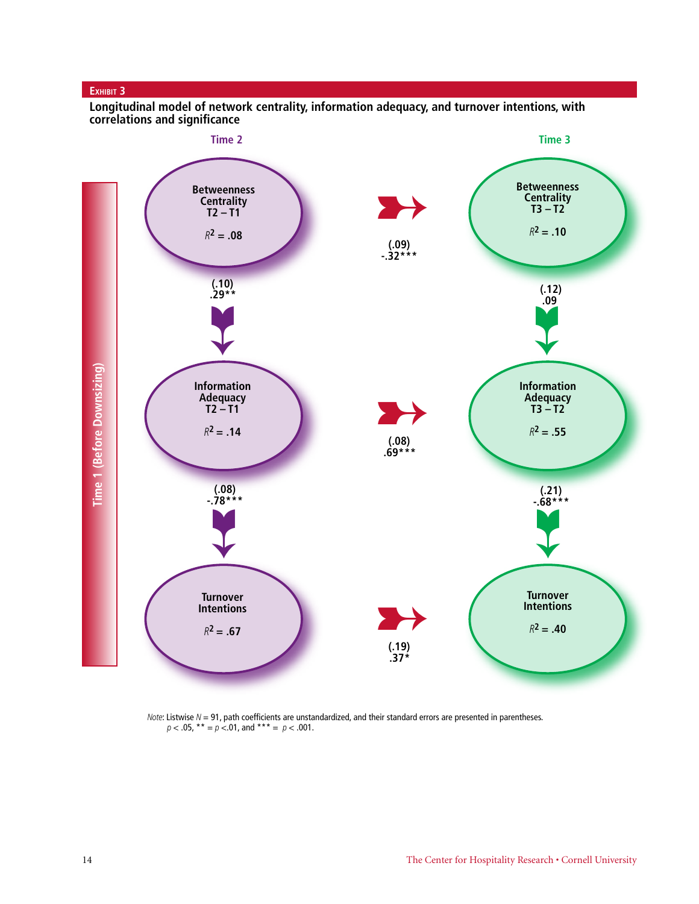**Exhibit 3**

**Longitudinal model of network centrality, information adequacy, and turnover intentions, with correlations and significance**

Time 2

Time 3

Time 1 (Before Downsizing)

Betweenness Centrality T2 – T1
$R^2$ = .08

(.09)
-.32***

Betweenness Centrality T3 – T2
$R^2$ = .10

(.10)
.29**

(.12)
.09

Information Adequacy T2 – T1
$R^2$ = .14

(.08)
.69***

Information Adequacy T3 – T2
$R^2$ = .55

(.08)
-.78***

(.21)
-.68***

Turnover Intentions
$R^2$ = .67

(.19)
.37*

Turnover Intentions
$R^2$ = .40

*Note*: Listwise *N* = 91, path coefficients are unstandardized, and their standard errors are presented in parentheses.
$p < .05$, ** = $p < .01$, and *** = $p < .001$.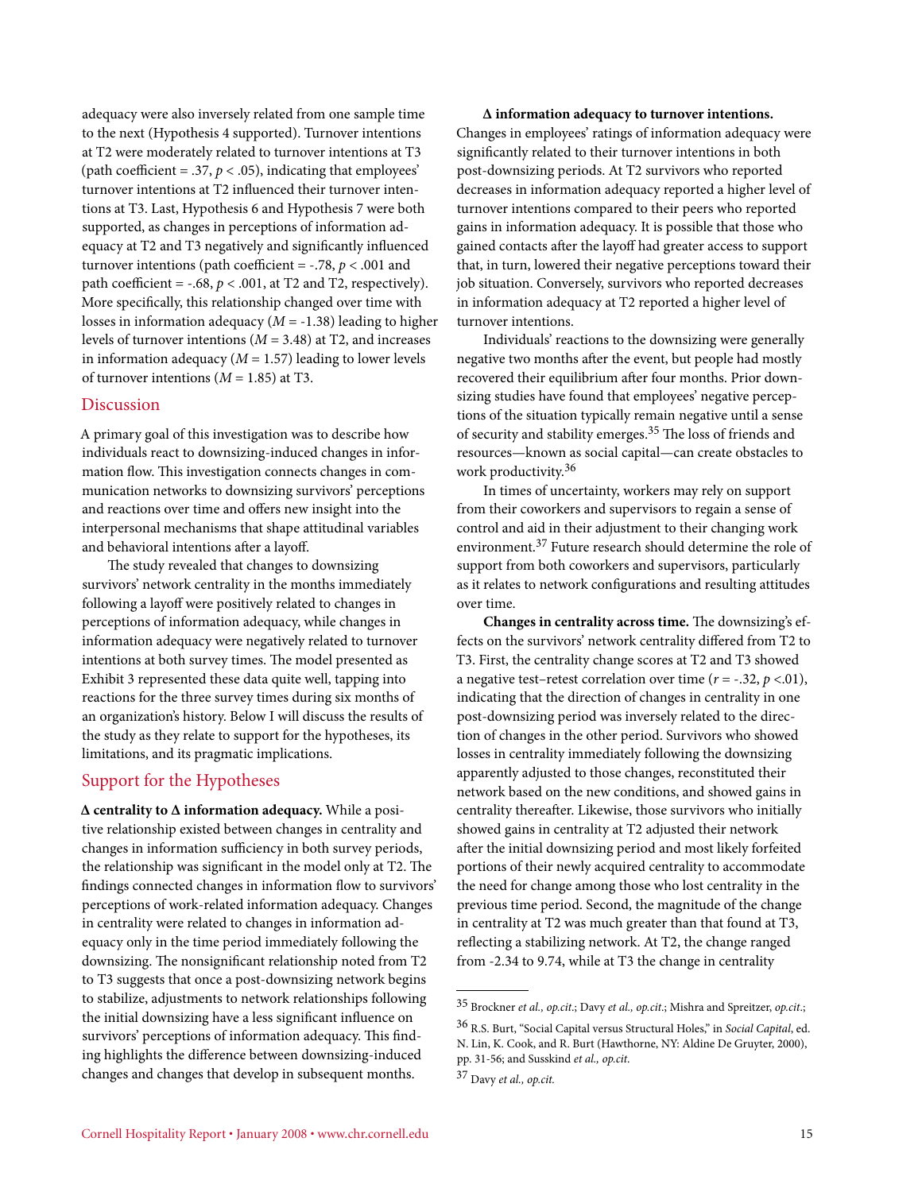adequacy were also inversely related from one sample time to the next (Hypothesis 4 supported). Turnover intentions at T2 were moderately related to turnover intentions at T3 (path coefficient = .37, $p < .05$), indicating that employees' turnover intentions at T2 influenced their turnover intentions at T3. Last, Hypothesis 6 and Hypothesis 7 were both supported, as changes in perceptions of information adequacy at T2 and T3 negatively and significantly influenced turnover intentions (path coefficient = -.78, $p < .001$ and path coefficient = -.68, $p < .001$, at T2 and T2, respectively). More specifically, this relationship changed over time with losses in information adequacy ($M$ = -1.38) leading to higher levels of turnover intentions ($M$ = 3.48) at T2, and increases in information adequacy ($M$ = 1.57) leading to lower levels of turnover intentions ($M$ = 1.85) at T3.

## Discussion

A primary goal of this investigation was to describe how individuals react to downsizing-induced changes in information flow. This investigation connects changes in communication networks to downsizing survivors' perceptions and reactions over time and offers new insight into the interpersonal mechanisms that shape attitudinal variables and behavioral intentions after a layoff.

The study revealed that changes to downsizing survivors' network centrality in the months immediately following a layoff were positively related to changes in perceptions of information adequacy, while changes in information adequacy were negatively related to turnover intentions at both survey times. The model presented as Exhibit 3 represented these data quite well, tapping into reactions for the three survey times during six months of an organization's history. Below I will discuss the results of the study as they relate to support for the hypotheses, its limitations, and its pragmatic implications.

## Support for the Hypotheses

**Δ centrality to Δ information adequacy.** While a positive relationship existed between changes in centrality and changes in information sufficiency in both survey periods, the relationship was significant in the model only at T2. The findings connected changes in information flow to survivors' perceptions of work-related information adequacy. Changes in centrality were related to changes in information adequacy only in the time period immediately following the downsizing. The nonsignificant relationship noted from T2 to T3 suggests that once a post-downsizing network begins to stabilize, adjustments to network relationships following the initial downsizing have a less significant influence on survivors' perceptions of information adequacy. This finding highlights the difference between downsizing-induced changes and changes that develop in subsequent months.

**Δ information adequacy to turnover intentions.** Changes in employees' ratings of information adequacy were significantly related to their turnover intentions in both post-downsizing periods. At T2 survivors who reported decreases in information adequacy reported a higher level of turnover intentions compared to their peers who reported gains in information adequacy. It is possible that those who gained contacts after the layoff had greater access to support that, in turn, lowered their negative perceptions toward their job situation. Conversely, survivors who reported decreases in information adequacy at T2 reported a higher level of turnover intentions.

Individuals' reactions to the downsizing were generally negative two months after the event, but people had mostly recovered their equilibrium after four months. Prior downsizing studies have found that employees' negative perceptions of the situation typically remain negative until a sense of security and stability emerges.[35] The loss of friends and resources—known as social capital—can create obstacles to work productivity.[36]

In times of uncertainty, workers may rely on support from their coworkers and supervisors to regain a sense of control and aid in their adjustment to their changing work environment.[37] Future research should determine the role of support from both coworkers and supervisors, particularly as it relates to network configurations and resulting attitudes over time.

**Changes in centrality across time.** The downsizing's effects on the survivors' network centrality differed from T2 to T3. First, the centrality change scores at T2 and T3 showed a negative test–retest correlation over time ($r$ = -.32, $p$ <.01), indicating that the direction of changes in centrality in one post-downsizing period was related to the direction of changes in the other period. Survivors who showed losses in centrality immediately following the downsizing apparently adjusted to those changes, reconstituted their network based on the new conditions, and showed gains in centrality thereafter. Likewise, those survivors who initially showed gains in centrality at T2 adjusted their network after the initial downsizing period and most likely forfeited portions of their newly acquired centrality to accommodate the need for change among those who lost centrality in the previous time period. Second, the magnitude of the change in centrality at T2 was much greater than that found at T3, reflecting a stabilizing network. At T2, the change ranged from -2.34 to 9.74, while at T3 the change in centrality

---

[35] Brockner *et al., op.cit.*; Davy *et al., op.cit.*; Mishra and Spreitzer, *op.cit.*;

[36] R.S. Burt, "Social Capital versus Structural Holes," in *Social Capital*, ed. N. Lin, K. Cook, and R. Burt (Hawthorne, NY: Aldine De Gruyter, 2000), pp. 31-56; and Susskind *et al., op.cit.*

[37] Davy *et al., op.cit.*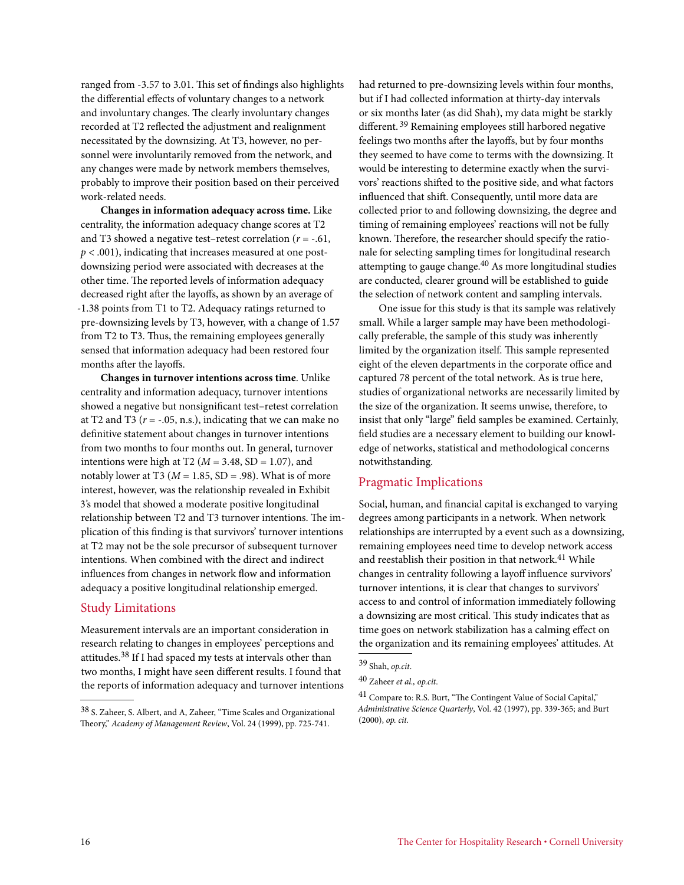ranged from -3.57 to 3.01. This set of findings also highlights the differential effects of voluntary changes to a network and involuntary changes. The clearly involuntary changes recorded at T2 reflected the adjustment and realignment necessitated by the downsizing. At T3, however, no personnel were involuntarily removed from the network, and any changes were made by network members themselves, probably to improve their position based on their perceived work-related needs.

**Changes in information adequacy across time.** Like centrality, the information adequacy change scores at T2 and T3 showed a negative test–retest correlation ($r$ = -.61, $p$ < .001), indicating that increases measured at one post-downsizing period were associated with decreases at the other time. The reported levels of information adequacy decreased right after the layoffs, as shown by an average of -1.38 points from T1 to T2. Adequacy ratings returned to pre-downsizing levels by T3, however, with a change of 1.57 from T2 to T3. Thus, the remaining employees generally sensed that information adequacy had been restored four months after the layoffs.

**Changes in turnover intentions across time**. Unlike centrality and information adequacy, turnover intentions showed a negative but nonsignificant test–retest correlation at T2 and T3 ($r$ = -.05, n.s.), indicating that we can make no definitive statement about changes in turnover intentions from two months to four months out. In general, turnover intentions were high at T2 ($M$ = 3.48, SD = 1.07), and notably lower at T3 ($M$ = 1.85, SD = .98). What is of more interest, however, was the relationship revealed in Exhibit 3's model that showed a moderate positive longitudinal relationship between T2 and T3 turnover intentions. The implication of this finding is that survivors' turnover intentions at T2 may not be the sole precursor of subsequent turnover intentions. When combined with the direct and indirect influences from changes in network flow and information adequacy a positive longitudinal relationship emerged.

## Study Limitations

Measurement intervals are an important consideration in research relating to changes in employees' perceptions and attitudes.[38] If I had spaced my tests at intervals other than two months, I might have seen different results. I found that the reports of information adequacy and turnover intentions had returned to pre-downsizing levels within four months, but if I had collected information at thirty-day intervals or six months later (as did Shah), my data might be starkly different.[39] Remaining employees still harbored negative feelings two months after the layoffs, but by four months they seemed to have come to terms with the downsizing. It would be interesting to determine exactly when the survivors' reactions shifted to the positive side, and what factors influenced that shift. Consequently, until more data are collected prior to and following downsizing, the degree and timing of remaining employees' reactions will not be fully known. Therefore, the researcher should specify the rationale for selecting sampling times for longitudinal research attempting to gauge change.[40] As more longitudinal studies are conducted, clearer ground will be established to guide the selection of network content and sampling intervals.

One issue for this study is that its sample was relatively small. While a larger sample may have been methodologically preferable, the sample of this study was inherently limited by the organization itself. This sample represented eight of the eleven departments in the corporate office and captured 78 percent of the total network. As is true here, studies of organizational networks are necessarily limited by the size of the organization. It seems unwise, therefore, to insist that only "large" field samples be examined. Certainly, field studies are a necessary element to building our knowledge of networks, statistical and methodological concerns notwithstanding.

## Pragmatic Implications

Social, human, and financial capital is exchanged to varying degrees among participants in a network. When network relationships are interrupted by a event such as a downsizing, remaining employees need time to develop network access and reestablish their position in that network.[41] While changes in centrality following a layoff influence survivors' turnover intentions, it is clear that changes to survivors' access to and control of information immediately following a downsizing are most critical. This study indicates that as time goes on network stabilization has a calming effect on the organization and its remaining employees' attitudes. At

---

[38] S. Zaheer, S. Albert, and A, Zaheer, "Time Scales and Organizational Theory," *Academy of Management Review*, Vol. 24 (1999), pp. 725-741.

[39] Shah, *op.cit*.

[40] Zaheer *et al., op.cit*.

[41] Compare to: R.S. Burt, "The Contingent Value of Social Capital," *Administrative Science Quarterly*, Vol. 42 (1997), pp. 339-365; and Burt (2000), *op. cit.*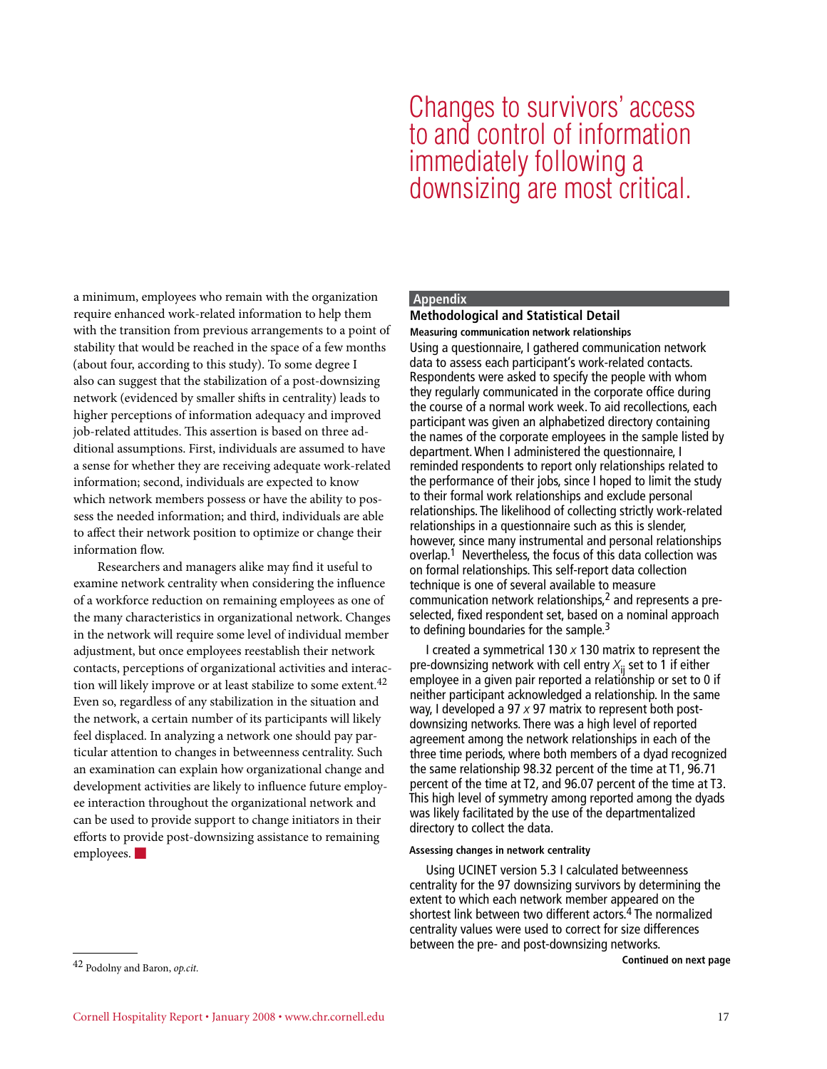> Changes to survivors' access to and control of information immediately following a downsizing are most critical.

a minimum, employees who remain with the organization require enhanced work-related information to help them with the transition from previous arrangements to a point of stability that would be reached in the space of a few months (about four, according to this study). To some degree I also can suggest that the stabilization of a post-downsizing network (evidenced by smaller shifts in centrality) leads to higher perceptions of information adequacy and improved job-related attitudes. This assertion is based on three additional assumptions. First, individuals are assumed to have a sense for whether they are receiving adequate work-related information; second, individuals are expected to know which network members possess or have the ability to possess the needed information; and third, individuals are able to affect their network position to optimize or change their information flow.

Researchers and managers alike may find it useful to examine network centrality when considering the influence of a workforce reduction on remaining employees as one of the many characteristics in organizational network. Changes in the network will require some level of individual member adjustment, but once employees reestablish their network contacts, perceptions of organizational activities and interaction will likely improve or at least stabilize to some extent.[42] Even so, regardless of any stabilization in the situation and the network, a certain number of its participants will likely feel displaced. In analyzing a network one should pay particular attention to changes in betweenness centrality. Such an examination can explain how organizational change and development activities are likely to influence future employee interaction throughout the organizational network and can be used to provide support to change initiators in their efforts to provide post-downsizing assistance to remaining employees.

[42] Podolny and Baron, *op.cit.*

## Appendix

### Methodological and Statistical Detail

#### Measuring communication network relationships

Using a questionnaire, I gathered communication network data to assess each participant's work-related contacts. Respondents were asked to specify the people with whom they regularly communicated in the corporate office during the course of a normal work week. To aid recollections, each participant was given an alphabetized directory containing the names of the corporate employees in the sample listed by department. When I administered the questionnaire, I reminded respondents to report only relationships related to the performance of their jobs, since I hoped to limit the study to their formal work relationships and exclude personal relationships. The likelihood of collecting strictly work-related relationships in a questionnaire such as this is slender, however, since many instrumental and personal relationships overlap.[1] Nevertheless, the focus of this data collection was on formal relationships. This self-report data collection technique is one of several available to measure communication network relationships,[2] and represents a pre-selected, fixed respondent set, based on a nominal approach to defining boundaries for the sample.[3]

I created a symmetrical 130 *x* 130 matrix to represent the pre-downsizing network with cell entry $X_{ij}$ set to 1 if either employee in a given pair reported a relationship or set to 0 if neither participant acknowledged a relationship. In the same way, I developed a 97 *x* 97 matrix to represent both post-downsizing networks. There was a high level of reported agreement among the network relationships in each of the three time periods, where both members of a dyad recognized the same relationship 98.32 percent of the time at T1, 96.71 percent of the time at T2, and 96.07 percent of the time at T3. This high level of symmetry among reported among the dyads was likely facilitated by the use of the departmentalized directory to collect the data.

#### Assessing changes in network centrality

Using UCINET version 5.3 I calculated betweenness centrality for the 97 downsizing survivors by determining the extent to which each network member appeared on the shortest link between two different actors.[4] The normalized centrality values were used to correct for size differences between the pre- and post-downsizing networks.

**Continued on next page**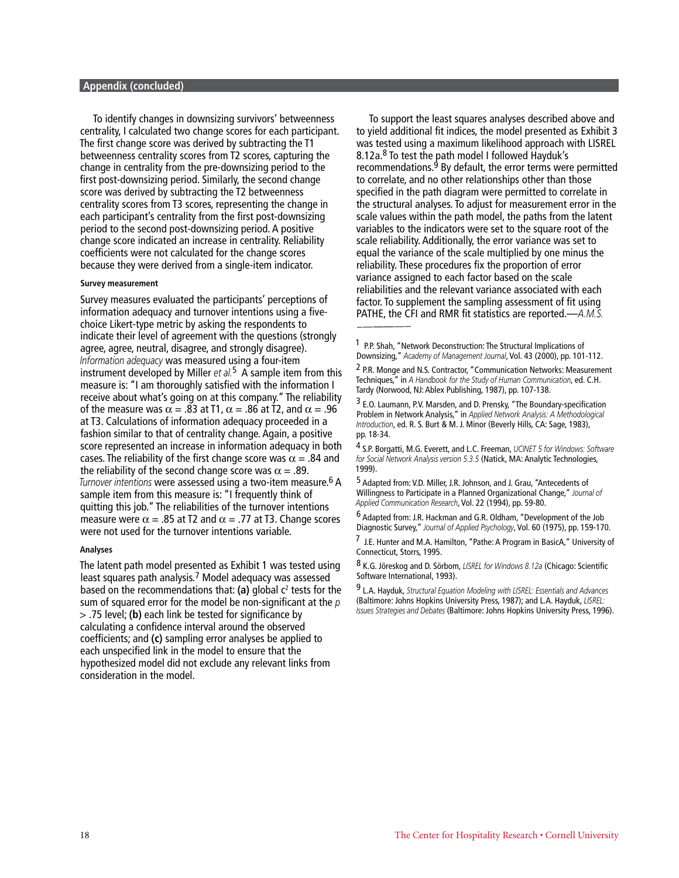**Appendix (concluded)**

To identify changes in downsizing survivors' betweenness centrality, I calculated two change scores for each participant. The first change score was derived by subtracting the T1 betweenness centrality scores from T2 scores, capturing the change in centrality from the pre-downsizing period to the first post-downsizing period. Similarly, the second change score was derived by subtracting the T2 betweenness centrality scores from T3 scores, representing the change in each participant's centrality from the first post-downsizing period to the second post-downsizing period. A positive change score indicated an increase in centrality. Reliability coefficients were not calculated for the change scores because they were derived from a single-item indicator.

#### Survey measurement

Survey measures evaluated the participants' perceptions of information adequacy and turnover intentions using a five-choice Likert-type metric by asking the respondents to indicate their level of agreement with the questions (strongly agree, agree, neutral, disagree, and strongly disagree). *Information adequacy* was measured using a four-item instrument developed by Miller *et al.*[5] A sample item from this measure is: "I am thoroughly satisfied with the information I receive about what's going on at this company." The reliability of the measure was $\alpha = .83$ at T1, $\alpha = .86$ at T2, and $\alpha = .96$ at T3. Calculations of information adequacy proceeded in a fashion similar to that of centrality change. Again, a positive score represented an increase in information adequacy in both cases. The reliability of the first change score was $\alpha = .84$ and the reliability of the second change score was $\alpha = .89$. *Turnover intentions* were assessed using a two-item measure.[6] A sample item from this measure is: "I frequently think of quitting this job." The reliabilities of the turnover intentions measure were $\alpha = .85$ at T2 and $\alpha = .77$ at T3. Change scores were not used for the turnover intentions variable.

#### Analyses

The latent path model presented as Exhibit 1 was tested using least squares path analysis.[7] Model adequacy was assessed based on the recommendations that: **(a)** global $c^2$ tests for the sum of squared error for the model be non-significant at the $p > .75$ level; **(b)** each link be tested for significance by calculating a confidence interval around the observed coefficients; and **(c)** sampling error analyses be applied to each unspecified link in the model to ensure that the hypothesized model did not exclude any relevant links from consideration in the model.

To support the least squares analyses described above and to yield additional fit indices, the model presented as Exhibit 3 was tested using a maximum likelihood approach with LISREL 8.12a.[8] To test the path model I followed Hayduk's recommendations.[9] By default, the error terms were permitted to correlate, and no other relationships other than those specified in the path diagram were permitted to correlate in the structural analyses. To adjust for measurement error in the scale values within the path model, the paths from the latent variables to the indicators were set to the square root of the scale reliability. Additionally, the error variance was set to equal the variance of the scale multiplied by one minus the reliability. These procedures fix the proportion of error variance assigned to each factor based on the scale reliabilities and the relevant variance associated with each factor. To supplement the sampling assessment of fit using PATHE, the CFI and RMR fit statistics are reported.—*A.M.S.*

---

[1] P.P. Shah, "Network Deconstruction: The Structural Implications of Downsizing," *Academy of Management Journal*, Vol. 43 (2000), pp. 101-112.

[2] P.R. Monge and N.S. Contractor, "Communication Networks: Measurement Techniques," in *A Handbook for the Study of Human Communication*, ed. C.H. Tardy (Norwood, NJ: Ablex Publishing, 1987), pp. 107-138.

[3] E.O. Laumann, P.V. Marsden, and D. Prensky, "The Boundary-specification Problem in Network Analysis," in *Applied Network Analysis: A Methodological Introduction*, ed. R. S. Burt & M. J. Minor (Beverly Hills, CA: Sage, 1983), pp. 18-34.

[4] S.P. Borgatti, M.G. Everett, and L.C. Freeman, *UCINET 5 for Windows: Software for Social Network Analysis version 5.3.5* (Natick, MA: Analytic Technologies, 1999).

[5] Adapted from: V.D. Miller, J.R. Johnson, and J. Grau, "Antecedents of Willingness to Participate in a Planned Organizational Change," *Journal of Applied Communication Research*, Vol. 22 (1994), pp. 59-80.

[6] Adapted from: J.R. Hackman and G.R. Oldham, "Development of the Job Diagnostic Survey," *Journal of Applied Psychology*, Vol. 60 (1975), pp. 159-170.

[7] J.E. Hunter and M.A. Hamilton, "Pathe: A Program in BasicA," University of Connecticut, Storrs, 1995.

[8] K.G. Jöreskog and D. Sörbom, *LISREL for Windows 8.12a* (Chicago: Scientific Software International, 1993).

[9] L.A. Hayduk, *Structural Equation Modeling with LISREL: Essentials and Advances* (Baltimore: Johns Hopkins University Press, 1987); and L.A. Hayduk, *LISREL: Issues Strategies and Debates* (Baltimore: Johns Hopkins University Press, 1996).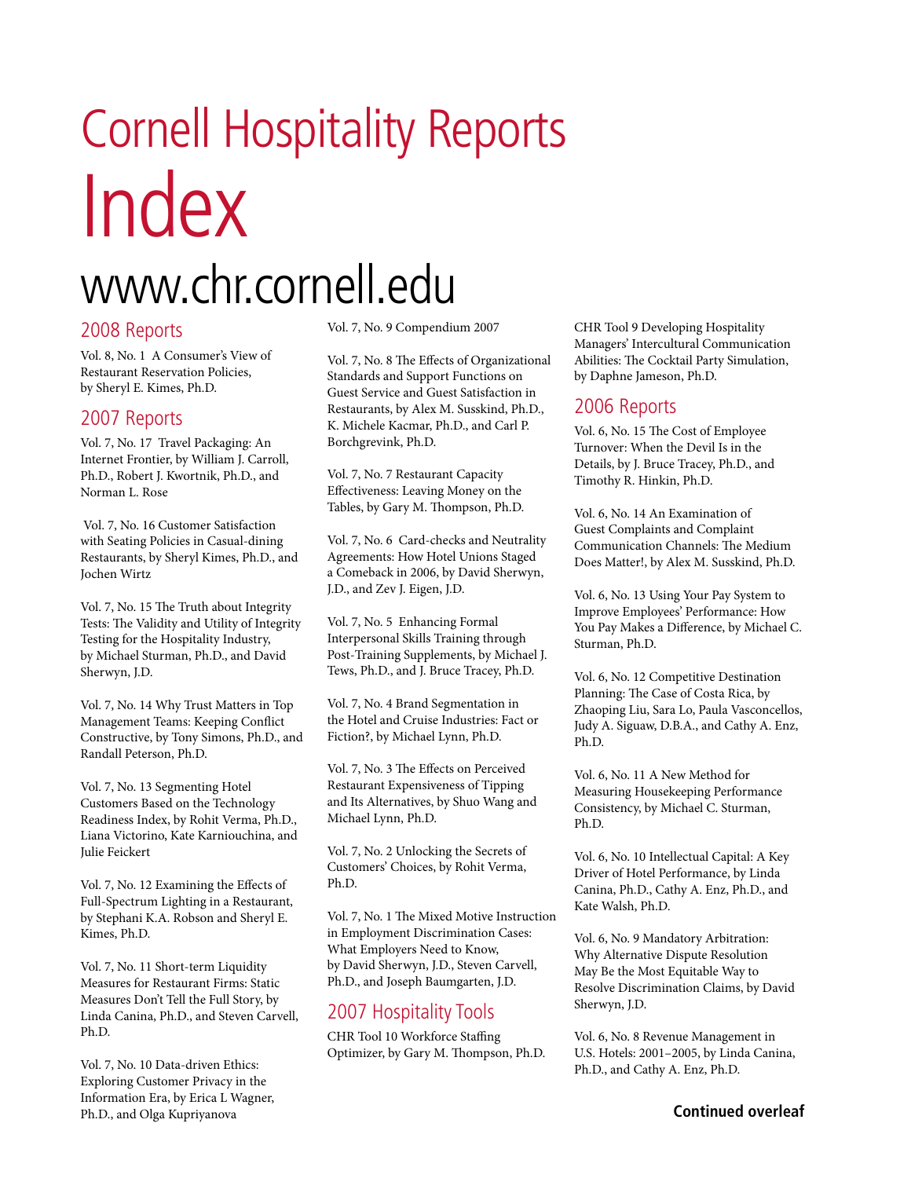// Cornell Hospitality Reports

# Index

## www.chr.cornell.edu

### 2008 Reports

Vol. 8, No. 1 A Consumer's View of Restaurant Reservation Policies, by Sheryl E. Kimes, Ph.D.

### 2007 Reports

Vol. 7, No. 17 Travel Packaging: An Internet Frontier, by William J. Carroll, Ph.D., Robert J. Kwortnik, Ph.D., and Norman L. Rose

Vol. 7, No. 16 Customer Satisfaction with Seating Policies in Casual-dining Restaurants, by Sheryl Kimes, Ph.D., and Jochen Wirtz

Vol. 7, No. 15 The Truth about Integrity Tests: The Validity and Utility of Integrity Testing for the Hospitality Industry, by Michael Sturman, Ph.D., and David Sherwyn, J.D.

Vol. 7, No. 14 Why Trust Matters in Top Management Teams: Keeping Conflict Constructive, by Tony Simons, Ph.D., and Randall Peterson, Ph.D.

Vol. 7, No. 13 Segmenting Hotel Customers Based on the Technology Readiness Index, by Rohit Verma, Ph.D., Liana Victorino, Kate Karniouchina, and Julie Feickert

Vol. 7, No. 12 Examining the Effects of Full-Spectrum Lighting in a Restaurant, by Stephani K.A. Robson and Sheryl E. Kimes, Ph.D.

Vol. 7, No. 11 Short-term Liquidity Measures for Restaurant Firms: Static Measures Don't Tell the Full Story, by Linda Canina, Ph.D., and Steven Carvell, Ph.D.

Vol. 7, No. 10 Data-driven Ethics: Exploring Customer Privacy in the Information Era, by Erica L Wagner, Ph.D., and Olga Kupriyanova

Vol. 7, No. 9 Compendium 2007

Vol. 7, No. 8 The Effects of Organizational Standards and Support Functions on Guest Service and Guest Satisfaction in Restaurants, by Alex M. Susskind, Ph.D., K. Michele Kacmar, Ph.D., and Carl P. Borchgrevink, Ph.D.

Vol. 7, No. 7 Restaurant Capacity Effectiveness: Leaving Money on the Tables, by Gary M. Thompson, Ph.D.

Vol. 7, No. 6 Card-checks and Neutrality Agreements: How Hotel Unions Staged a Comeback in 2006, by David Sherwyn, J.D., and Zev J. Eigen, J.D.

Vol. 7, No. 5 Enhancing Formal Interpersonal Skills Training through Post-Training Supplements, by Michael J. Tews, Ph.D., and J. Bruce Tracey, Ph.D.

Vol. 7, No. 4 Brand Segmentation in the Hotel and Cruise Industries: Fact or Fiction?, by Michael Lynn, Ph.D.

Vol. 7, No. 3 The Effects on Perceived Restaurant Expensiveness of Tipping and Its Alternatives, by Shuo Wang and Michael Lynn, Ph.D.

Vol. 7, No. 2 Unlocking the Secrets of Customers' Choices, by Rohit Verma, Ph.D.

Vol. 7, No. 1 The Mixed Motive Instruction in Employment Discrimination Cases: What Employers Need to Know, by David Sherwyn, J.D., Steven Carvell, Ph.D., and Joseph Baumgarten, J.D.

### 2007 Hospitality Tools

CHR Tool 10 Workforce Staffing Optimizer, by Gary M. Thompson, Ph.D.

CHR Tool 9 Developing Hospitality Managers' Intercultural Communication Abilities: The Cocktail Party Simulation, by Daphne Jameson, Ph.D.

### 2006 Reports

Vol. 6, No. 15 The Cost of Employee Turnover: When the Devil Is in the Details, by J. Bruce Tracey, Ph.D., and Timothy R. Hinkin, Ph.D.

Vol. 6, No. 14 An Examination of Guest Complaints and Complaint Communication Channels: The Medium Does Matter!, by Alex M. Susskind, Ph.D.

Vol. 6, No. 13 Using Your Pay System to Improve Employees' Performance: How You Pay Makes a Difference, by Michael C. Sturman, Ph.D.

Vol. 6, No. 12 Competitive Destination Planning: The Case of Costa Rica, by Zhaoping Liu, Sara Lo, Paula Vasconcellos, Judy A. Siguaw, D.B.A., and Cathy A. Enz, Ph.D.

Vol. 6, No. 11 A New Method for Measuring Housekeeping Performance Consistency, by Michael C. Sturman, Ph.D.

Vol. 6, No. 10 Intellectual Capital: A Key Driver of Hotel Performance, by Linda Canina, Ph.D., Cathy A. Enz, Ph.D., and Kate Walsh, Ph.D.

Vol. 6, No. 9 Mandatory Arbitration: Why Alternative Dispute Resolution May Be the Most Equitable Way to Resolve Discrimination Claims, by David Sherwyn, J.D.

Vol. 6, No. 8 Revenue Management in U.S. Hotels: 2001–2005, by Linda Canina, Ph.D., and Cathy A. Enz, Ph.D.

**Continued overleaf**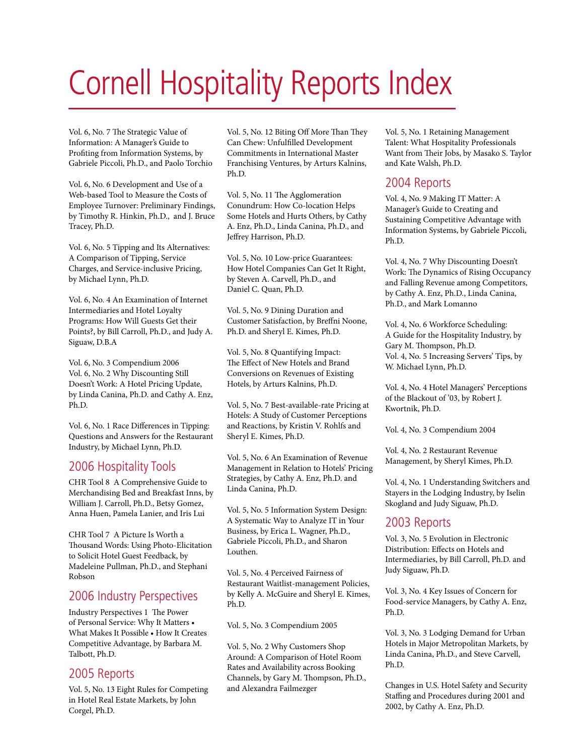# Cornell Hospitality Reports Index

Vol. 6, No. 7 The Strategic Value of Information: A Manager's Guide to Profiting from Information Systems, by Gabriele Piccoli, Ph.D., and Paolo Torchio

Vol. 6, No. 6 Development and Use of a Web-based Tool to Measure the Costs of Employee Turnover: Preliminary Findings, by Timothy R. Hinkin, Ph.D., and J. Bruce Tracey, Ph.D.

Vol. 6, No. 5 Tipping and Its Alternatives: A Comparison of Tipping, Service Charges, and Service-inclusive Pricing, by Michael Lynn, Ph.D.

Vol. 6, No. 4 An Examination of Internet Intermediaries and Hotel Loyalty Programs: How Will Guests Get their Points?, by Bill Carroll, Ph.D., and Judy A. Siguaw, D.B.A

Vol. 6, No. 3 Compendium 2006

Vol. 6, No. 2 Why Discounting Still Doesn't Work: A Hotel Pricing Update, by Linda Canina, Ph.D. and Cathy A. Enz, Ph.D.

Vol. 6, No. 1 Race Differences in Tipping: Questions and Answers for the Restaurant Industry, by Michael Lynn, Ph.D.

## 2006 Hospitality Tools

CHR Tool 8 A Comprehensive Guide to Merchandising Bed and Breakfast Inns, by William J. Carroll, Ph.D., Betsy Gomez, Anna Huen, Pamela Lanier, and Iris Lui

CHR Tool 7 A Picture Is Worth a Thousand Words: Using Photo-Elicitation to Solicit Hotel Guest Feedback, by Madeleine Pullman, Ph.D., and Stephani Robson

## 2006 Industry Perspectives

Industry Perspectives 1 The Power of Personal Service: Why It Matters • What Makes It Possible • How It Creates Competitive Advantage, by Barbara M. Talbott, Ph.D.

## 2005 Reports

Vol. 5, No. 13 Eight Rules for Competing in Hotel Real Estate Markets, by John Corgel, Ph.D.

Vol. 5, No. 12 Biting Off More Than They Can Chew: Unfulfilled Development Commitments in International Master Franchising Ventures, by Arturs Kalnins, Ph.D.

Vol. 5, No. 11 The Agglomeration Conundrum: How Co-location Helps Some Hotels and Hurts Others, by Cathy A. Enz, Ph.D., Linda Canina, Ph.D., and Jeffrey Harrison, Ph.D.

Vol. 5, No. 10 Low-price Guarantees: How Hotel Companies Can Get It Right, by Steven A. Carvell, Ph.D., and Daniel C. Quan, Ph.D.

Vol. 5, No. 9 Dining Duration and Customer Satisfaction, by Breffni Noone, Ph.D. and Sheryl E. Kimes, Ph.D.

Vol. 5, No. 8 Quantifying Impact: The Effect of New Hotels and Brand Conversions on Revenues of Existing Hotels, by Arturs Kalnins, Ph.D.

Vol. 5, No. 7 Best-available-rate Pricing at Hotels: A Study of Customer Perceptions and Reactions, by Kristin V. Rohlfs and Sheryl E. Kimes, Ph.D.

Vol. 5, No. 6 An Examination of Revenue Management in Relation to Hotels' Pricing Strategies, by Cathy A. Enz, Ph.D. and Linda Canina, Ph.D.

Vol. 5, No. 5 Information System Design: A Systematic Way to Analyze IT in Your Business, by Erica L. Wagner, Ph.D., Gabriele Piccoli, Ph.D., and Sharon Louthen.

Vol. 5, No. 4 Perceived Fairness of Restaurant Waitlist-management Policies, by Kelly A. McGuire and Sheryl E. Kimes, Ph.D.

Vol. 5, No. 3 Compendium 2005

Vol. 5, No. 2 Why Customers Shop Around: A Comparison of Hotel Room Rates and Availability across Booking Channels, by Gary M. Thompson, Ph.D., and Alexandra Failmezger

Vol. 5, No. 1 Retaining Management Talent: What Hospitality Professionals Want from Their Jobs, by Masako S. Taylor and Kate Walsh, Ph.D.

## 2004 Reports

Vol. 4, No. 9 Making IT Matter: A Manager's Guide to Creating and Sustaining Competitive Advantage with Information Systems, by Gabriele Piccoli, Ph.D.

Vol. 4, No. 7 Why Discounting Doesn't Work: The Dynamics of Rising Occupancy and Falling Revenue among Competitors, by Cathy A. Enz, Ph.D., Linda Canina, Ph.D., and Mark Lomanno

Vol. 4, No. 6 Workforce Scheduling: A Guide for the Hospitality Industry, by Gary M. Thompson, Ph.D.

Vol. 4, No. 5 Increasing Servers' Tips, by W. Michael Lynn, Ph.D.

Vol. 4, No. 4 Hotel Managers' Perceptions of the Blackout of '03, by Robert J. Kwortnik, Ph.D.

Vol. 4, No. 3 Compendium 2004

Vol. 4, No. 2 Restaurant Revenue Management, by Sheryl Kimes, Ph.D.

Vol. 4, No. 1 Understanding Switchers and Stayers in the Lodging Industry, by Iselin Skogland and Judy Siguaw, Ph.D.

## 2003 Reports

Vol. 3, No. 5 Evolution in Electronic Distribution: Effects on Hotels and Intermediaries, by Bill Carroll, Ph.D. and Judy Siguaw, Ph.D.

Vol. 3, No. 4 Key Issues of Concern for Food-service Managers, by Cathy A. Enz, Ph.D.

Vol. 3, No. 3 Lodging Demand for Urban Hotels in Major Metropolitan Markets, by Linda Canina, Ph.D., and Steve Carvell, Ph.D.

Changes in U.S. Hotel Safety and Security Staffing and Procedures during 2001 and 2002, by Cathy A. Enz, Ph.D.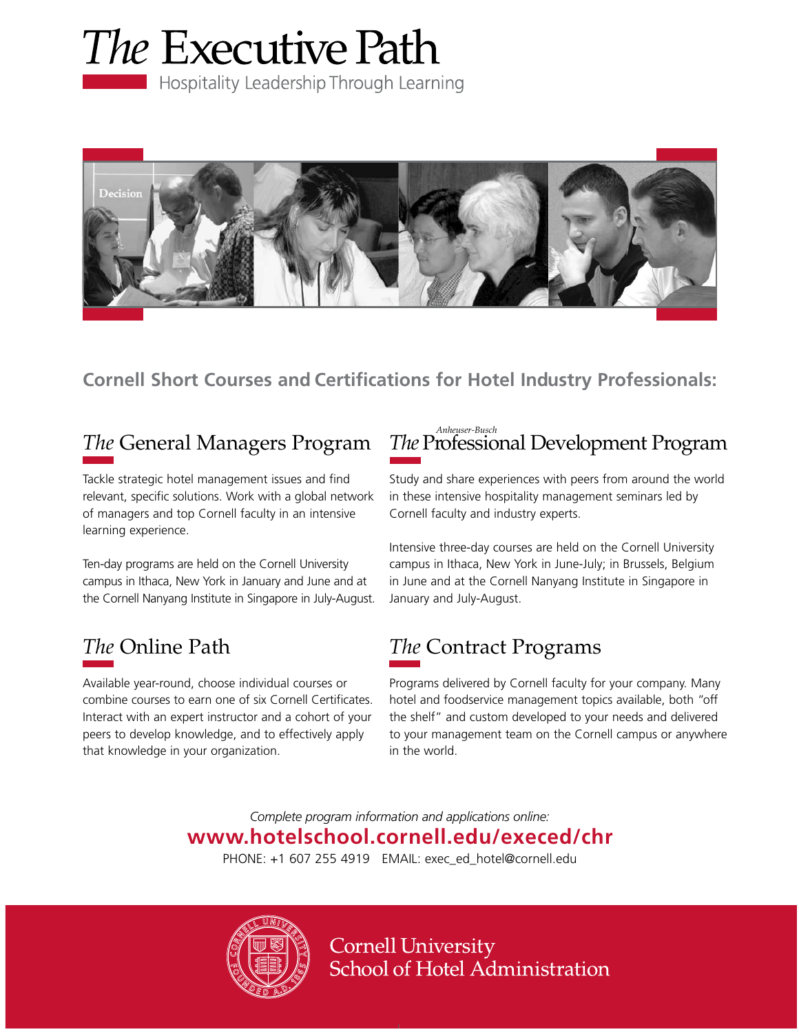# *The* Executive Path

Hospitality Leadership Through Learning

## Cornell Short Courses and Certifications for Hotel Industry Professionals:

### *The* General Managers Program

Tackle strategic hotel management issues and find relevant, specific solutions. Work with a global network of managers and top Cornell faculty in an intensive learning experience.

Ten-day programs are held on the Cornell University campus in Ithaca, New York in January and June and at the Cornell Nanyang Institute in Singapore in July-August.

### *The* Anheuser-Busch Professional Development Program

Study and share experiences with peers from around the world in these intensive hospitality management seminars led by Cornell faculty and industry experts.

Intensive three-day courses are held on the Cornell University campus in Ithaca, New York in June-July; in Brussels, Belgium in June and at the Cornell Nanyang Institute in Singapore in January and July-August.

### *The* Online Path

Available year-round, choose individual courses or combine courses to earn one of six Cornell Certificates. Interact with an expert instructor and a cohort of your peers to develop knowledge, and to effectively apply that knowledge in your organization.

### *The* Contract Programs

Programs delivered by Cornell faculty for your company. Many hotel and foodservice management topics available, both "off the shelf" and custom developed to your needs and delivered to your management team on the Cornell campus or anywhere in the world.

*Complete program information and applications online:*

**www.hotelschool.cornell.edu/execed/chr**

PHONE: +1 607 255 4919 EMAIL: exec_ed_hotel@cornell.edu

Cornell University
School of Hotel Administration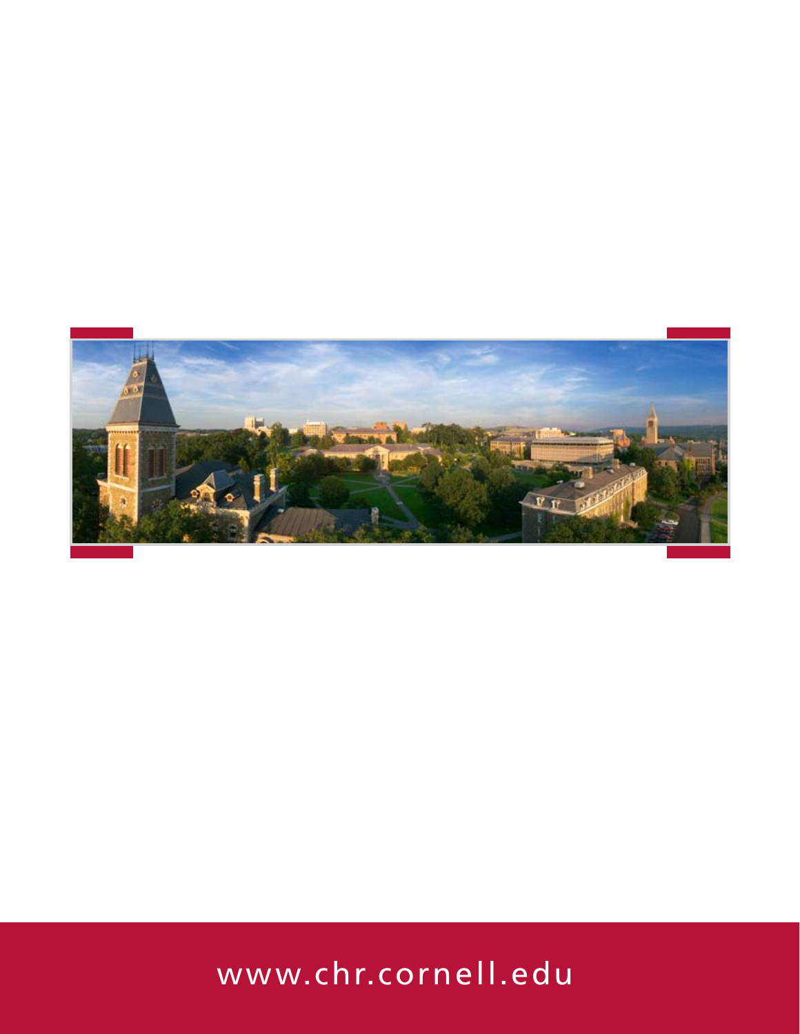www.chr.cornell.edu